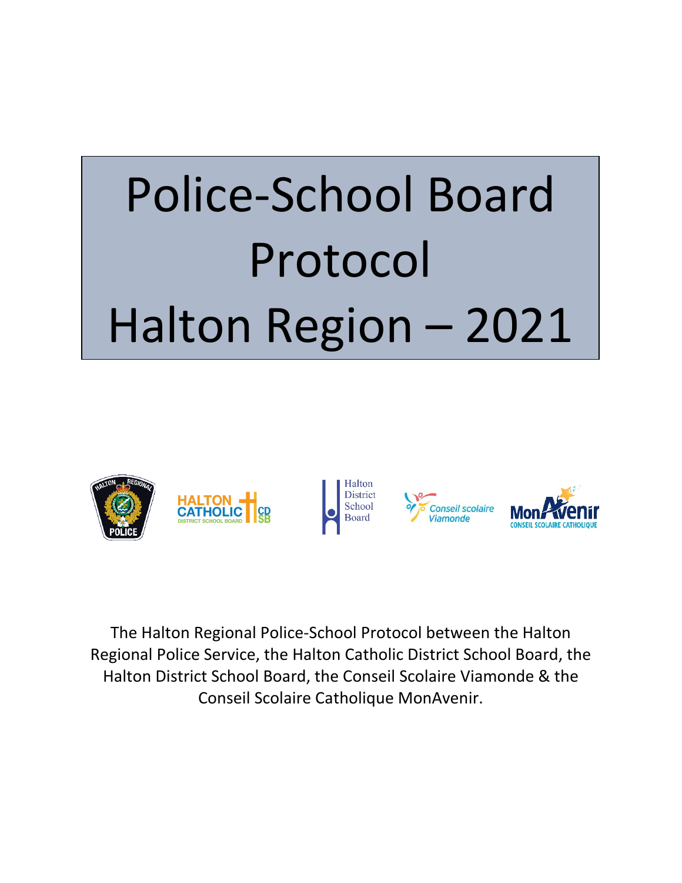# Police-School Board Protocol Halton Region – 2021

The Halton Regional Police-School Protocol between the Halton Regional Police Service, the Halton Catholic District School Board, the Halton District School Board, the Conseil Scolaire Viamonde & the Conseil Scolaire Catholique MonAvenir.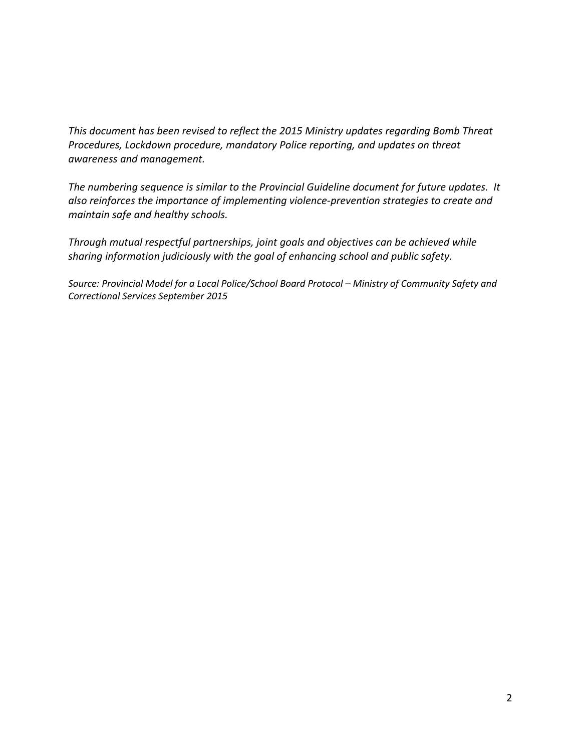*This document has been revised to reflect the 2015 Ministry updates regarding Bomb Threat Procedures, Lockdown procedure, mandatory Police reporting, and updates on threat awareness and management.*

*The numbering sequence is similar to the Provincial Guideline document for future updates. It also reinforces the importance of implementing violence-prevention strategies to create and maintain safe and healthy schools.*

*Through mutual respectful partnerships, joint goals and objectives can be achieved while sharing information judiciously with the goal of enhancing school and public safety.*

*Source: Provincial Model for a Local Police/School Board Protocol – Ministry of Community Safety and Correctional Services September 2015*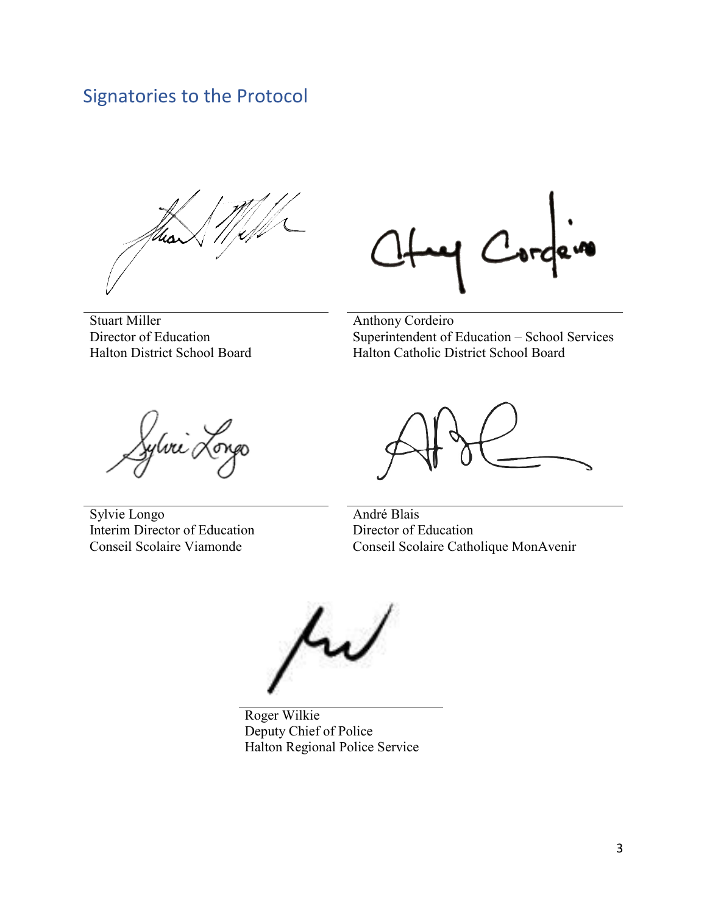## Signatories to the Protocol

Stuart Miller
Director of Education
Halton District School Board

Anthony Cordeiro
Superintendent of Education – School Services
Halton Catholic District School Board

Sylvie Longo
Interim Director of Education
Conseil Scolaire Viamonde

André Blais
Director of Education
Conseil Scolaire Catholique MonAvenir

Roger Wilkie
Deputy Chief of Police
Halton Regional Police Service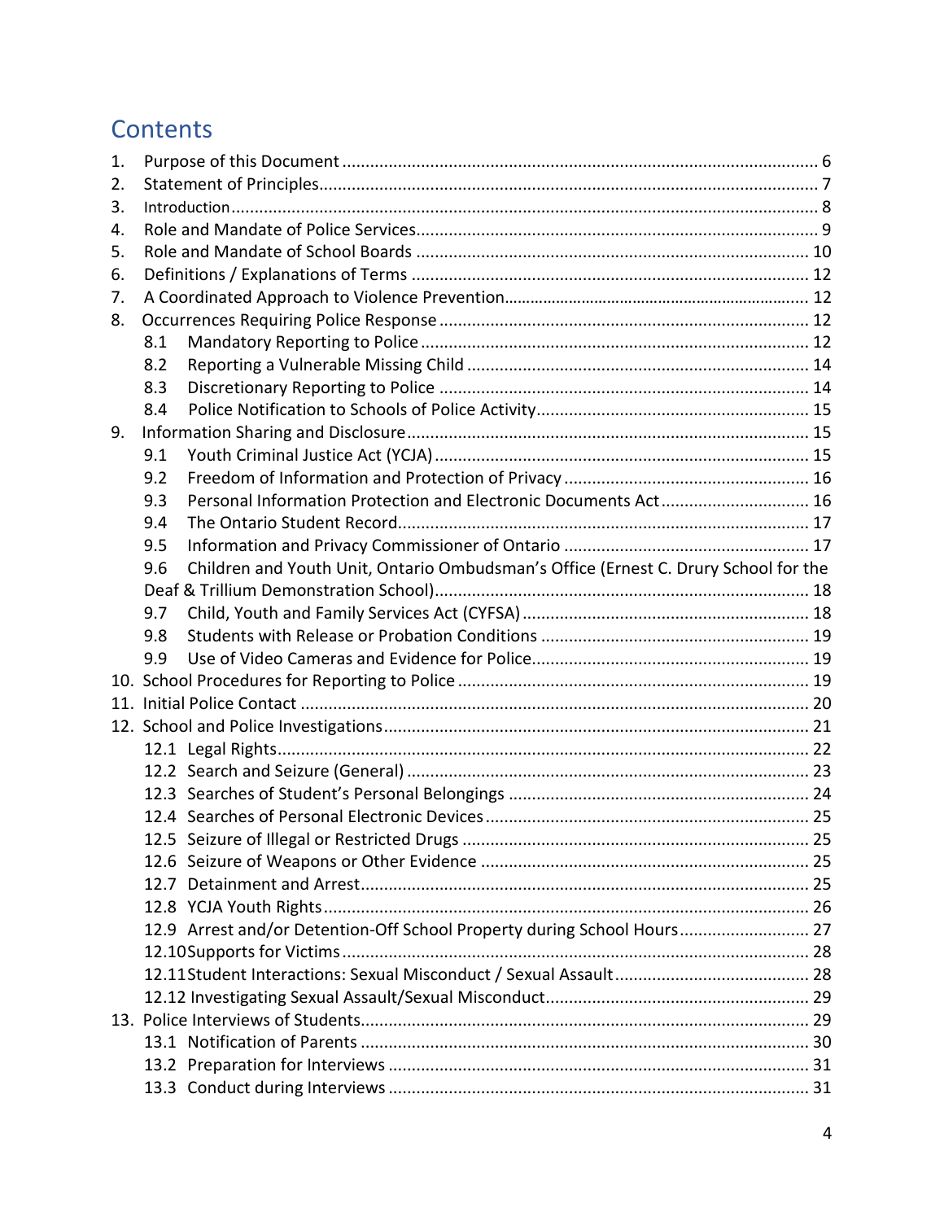# Contents

1. Purpose of this Document ........................................................................................... 6
2. Statement of Principles.................................................................................................. 7
3. Introduction ................................................................................................................... 8
4. Role and Mandate of Police Services............................................................................ 9
5. Role and Mandate of School Boards ........................................................................... 10
6. Definitions / Explanations of Terms ............................................................................ 12
7. A Coordinated Approach to Violence Prevention......................................................... 12
8. Occurrences Requiring Police Response ...................................................................... 12
   - 8.1 Mandatory Reporting to Police ........................................................................ 12
   - 8.2 Reporting a Vulnerable Missing Child ............................................................... 14
   - 8.3 Discretionary Reporting to Police ..................................................................... 14
   - 8.4 Police Notification to Schools of Police Activity................................................ 15
9. Information Sharing and Disclosure............................................................................. 15
   - 9.1 Youth Criminal Justice Act (YCJA) ..................................................................... 15
   - 9.2 Freedom of Information and Protection of Privacy .......................................... 16
   - 9.3 Personal Information Protection and Electronic Documents Act ...................... 16
   - 9.4 The Ontario Student Record.............................................................................. 17
   - 9.5 Information and Privacy Commissioner of Ontario ........................................... 17
   - 9.6 Children and Youth Unit, Ontario Ombudsman's Office (Ernest C. Drury School for the Deaf & Trillium Demonstration School)...................................................................... 18
   - 9.7 Child, Youth and Family Services Act (CYFSA) ................................................... 18
   - 9.8 Students with Release or Probation Conditions ................................................ 19
   - 9.9 Use of Video Cameras and Evidence for Police.................................................. 19
10. School Procedures for Reporting to Police ................................................................. 19
11. Initial Police Contact .................................................................................................. 20
12. School and Police Investigations................................................................................. 21
    - 12.1 Legal Rights...................................................................................................... 22
    - 12.2 Search and Seizure (General) ........................................................................... 23
    - 12.3 Searches of Student's Personal Belongings ...................................................... 24
    - 12.4 Searches of Personal Electronic Devices .......................................................... 25
    - 12.5 Seizure of Illegal or Restricted Drugs ............................................................... 25
    - 12.6 Seizure of Weapons or Other Evidence ........................................................... 25
    - 12.7 Detainment and Arrest..................................................................................... 25
    - 12.8 YCJA Youth Rights............................................................................................. 26
    - 12.9 Arrest and/or Detention-Off School Property during School Hours.................. 27
    - 12.10 Supports for Victims........................................................................................ 28
    - 12.11 Student Interactions: Sexual Misconduct / Sexual Assault............................. 28
    - 12.12 Investigating Sexual Assault/Sexual Misconduct............................................ 29
13. Police Interviews of Students...................................................................................... 29
    - 13.1 Notification of Parents ..................................................................................... 30
    - 13.2 Preparation for Interviews ............................................................................... 31
    - 13.3 Conduct during Interviews ............................................................................... 31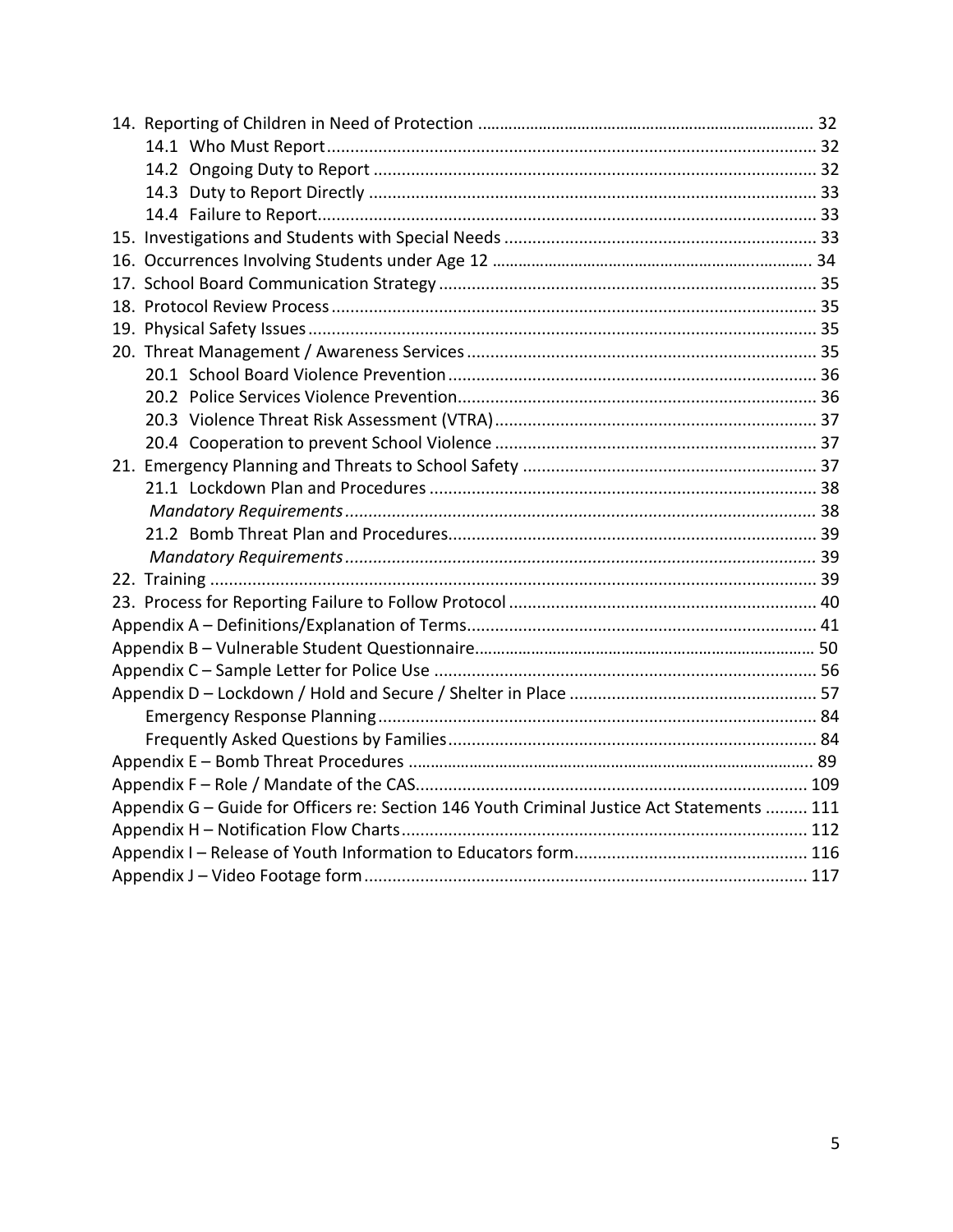14. Reporting of Children in Need of Protection ............................................................................ 32
    - 14.1 Who Must Report ........................................................................................................ 32
    - 14.2 Ongoing Duty to Report .............................................................................................. 32
    - 14.3 Duty to Report Directly ............................................................................................... 33
    - 14.4 Failure to Report .......................................................................................................... 33
15. Investigations and Students with Special Needs .................................................................. 33
16. Occurrences Involving Students under Age 12 ......................................................................... 34
17. School Board Communication Strategy ................................................................................ 35
18. Protocol Review Process ....................................................................................................... 35
19. Physical Safety Issues ............................................................................................................ 35
20. Threat Management / Awareness Services ........................................................................... 35
    - 20.1 School Board Violence Prevention .............................................................................. 36
    - 20.2 Police Services Violence Prevention ............................................................................ 36
    - 20.3 Violence Threat Risk Assessment (VTRA) .................................................................... 37
    - 20.4 Cooperation to prevent School Violence .................................................................... 37
21. Emergency Planning and Threats to School Safety .............................................................. 37
    - 21.1 Lockdown Plan and Procedures .................................................................................. 38
        - *Mandatory Requirements* .................................................................................................... 38
    - 21.2 Bomb Threat Plan and Procedures .............................................................................. 39
        - *Mandatory Requirements* .................................................................................................... 39
22. Training .................................................................................................................................. 39
23. Process for Reporting Failure to Follow Protocol ................................................................. 40

Appendix A – Definitions/Explanation of Terms .......................................................................... 41
Appendix B – Vulnerable Student Questionnaire ........................................................................... 50
Appendix C – Sample Letter for Police Use ................................................................................. 56
Appendix D – Lockdown / Hold and Secure / Shelter in Place .................................................... 57
- Emergency Response Planning ............................................................................................. 84
- Frequently Asked Questions by Families .............................................................................. 84

Appendix E – Bomb Threat Procedures ........................................................................................... 89
Appendix F – Role / Mandate of the CAS ................................................................................... 109
Appendix G – Guide for Officers re: Section 146 Youth Criminal Justice Act Statements ......... 111
Appendix H – Notification Flow Charts ...................................................................................... 112
Appendix I – Release of Youth Information to Educators form .................................................. 116
Appendix J – Video Footage form .............................................................................................. 117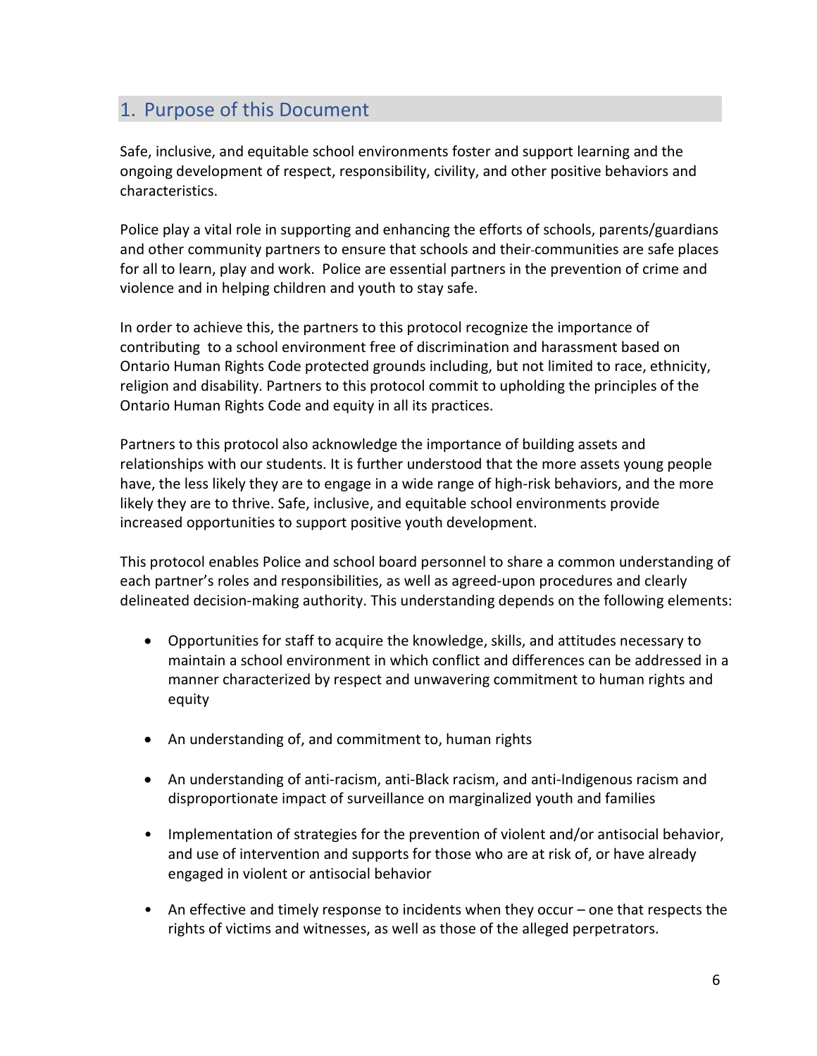## 1. Purpose of this Document

Safe, inclusive, and equitable school environments foster and support learning and the ongoing development of respect, responsibility, civility, and other positive behaviors and characteristics.

Police play a vital role in supporting and enhancing the efforts of schools, parents/guardians and other community partners to ensure that schools and their communities are safe places for all to learn, play and work. Police are essential partners in the prevention of crime and violence and in helping children and youth to stay safe.

In order to achieve this, the partners to this protocol recognize the importance of contributing to a school environment free of discrimination and harassment based on Ontario Human Rights Code protected grounds including, but not limited to race, ethnicity, religion and disability. Partners to this protocol commit to upholding the principles of the Ontario Human Rights Code and equity in all its practices.

Partners to this protocol also acknowledge the importance of building assets and relationships with our students. It is further understood that the more assets young people have, the less likely they are to engage in a wide range of high-risk behaviors, and the more likely they are to thrive. Safe, inclusive, and equitable school environments provide increased opportunities to support positive youth development.

This protocol enables Police and school board personnel to share a common understanding of each partner's roles and responsibilities, as well as agreed-upon procedures and clearly delineated decision-making authority. This understanding depends on the following elements:

- Opportunities for staff to acquire the knowledge, skills, and attitudes necessary to maintain a school environment in which conflict and differences can be addressed in a manner characterized by respect and unwavering commitment to human rights and equity
- An understanding of, and commitment to, human rights
- An understanding of anti-racism, anti-Black racism, and anti-Indigenous racism and disproportionate impact of surveillance on marginalized youth and families
- Implementation of strategies for the prevention of violent and/or antisocial behavior, and use of intervention and supports for those who are at risk of, or have already engaged in violent or antisocial behavior
- An effective and timely response to incidents when they occur – one that respects the rights of victims and witnesses, as well as those of the alleged perpetrators.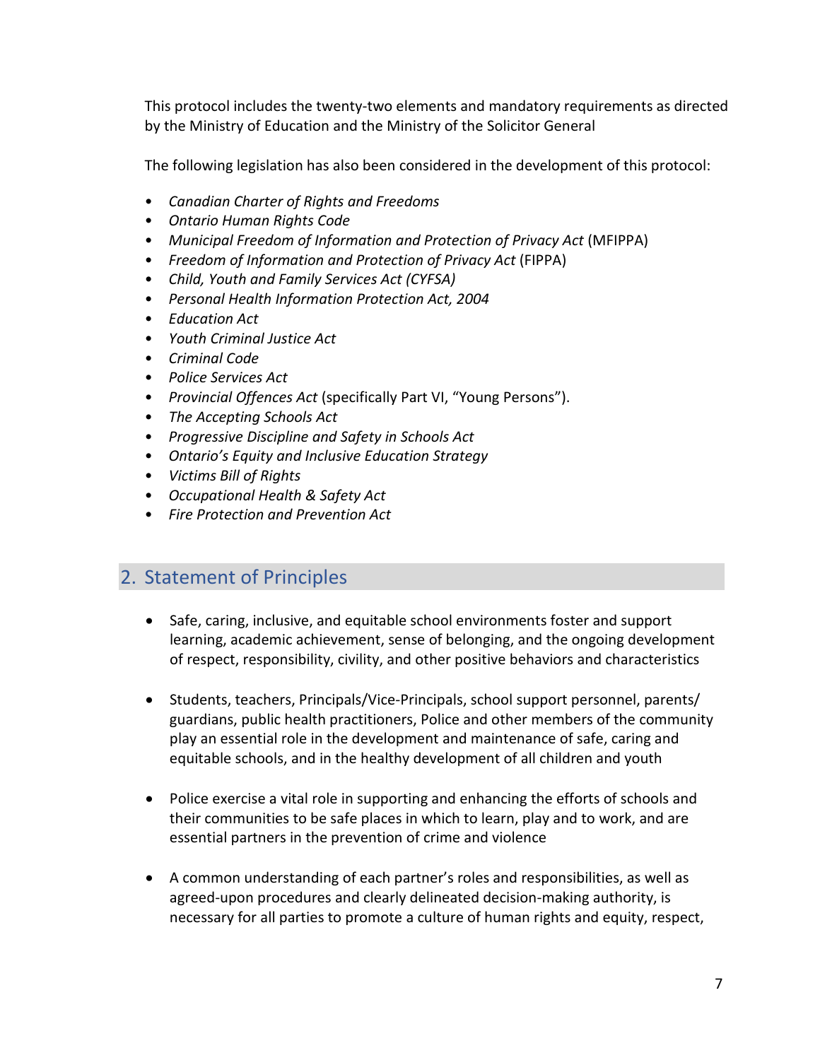This protocol includes the twenty-two elements and mandatory requirements as directed by the Ministry of Education and the Ministry of the Solicitor General

The following legislation has also been considered in the development of this protocol:

- *Canadian Charter of Rights and Freedoms*
- *Ontario Human Rights Code*
- *Municipal Freedom of Information and Protection of Privacy Act* (MFIPPA)
- *Freedom of Information and Protection of Privacy Act* (FIPPA)
- *Child, Youth and Family Services Act (CYFSA)*
- *Personal Health Information Protection Act, 2004*
- *Education Act*
- *Youth Criminal Justice Act*
- *Criminal Code*
- *Police Services Act*
- *Provincial Offences Act* (specifically Part VI, "Young Persons").
- *The Accepting Schools Act*
- *Progressive Discipline and Safety in Schools Act*
- *Ontario's Equity and Inclusive Education Strategy*
- *Victims Bill of Rights*
- *Occupational Health & Safety Act*
- *Fire Protection and Prevention Act*

## 2. Statement of Principles

- Safe, caring, inclusive, and equitable school environments foster and support learning, academic achievement, sense of belonging, and the ongoing development of respect, responsibility, civility, and other positive behaviors and characteristics

- Students, teachers, Principals/Vice-Principals, school support personnel, parents/guardians, public health practitioners, Police and other members of the community play an essential role in the development and maintenance of safe, caring and equitable schools, and in the healthy development of all children and youth

- Police exercise a vital role in supporting and enhancing the efforts of schools and their communities to be safe places in which to learn, play and to work, and are essential partners in the prevention of crime and violence

- A common understanding of each partner's roles and responsibilities, as well as agreed-upon procedures and clearly delineated decision-making authority, is necessary for all parties to promote a culture of human rights and equity, respect,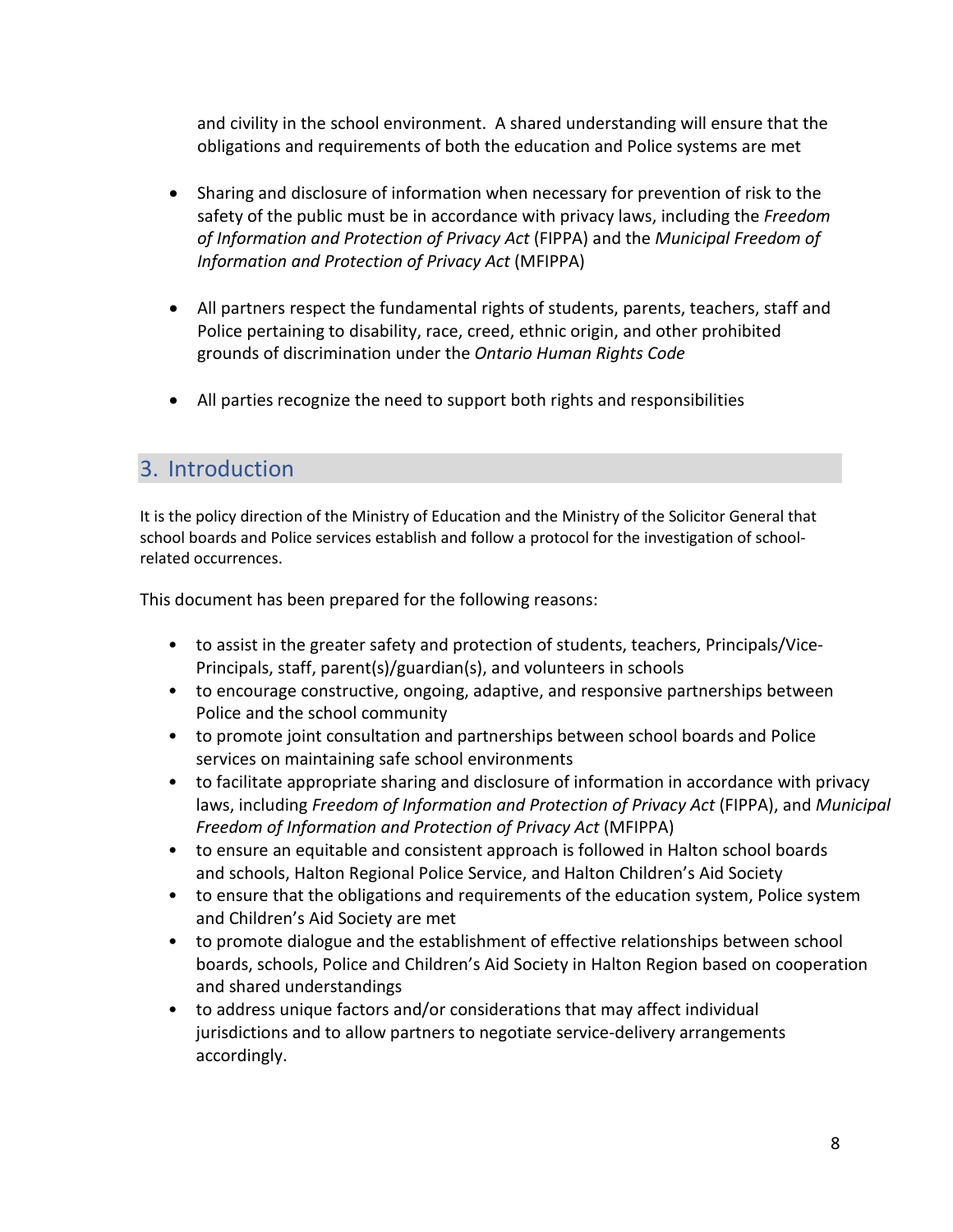and civility in the school environment. A shared understanding will ensure that the obligations and requirements of both the education and Police systems are met

- Sharing and disclosure of information when necessary for prevention of risk to the safety of the public must be in accordance with privacy laws, including the *Freedom of Information and Protection of Privacy Act* (FIPPA) and the *Municipal Freedom of Information and Protection of Privacy Act* (MFIPPA)

- All partners respect the fundamental rights of students, parents, teachers, staff and Police pertaining to disability, race, creed, ethnic origin, and other prohibited grounds of discrimination under the *Ontario Human Rights Code*

- All parties recognize the need to support both rights and responsibilities

## 3. Introduction

It is the policy direction of the Ministry of Education and the Ministry of the Solicitor General that school boards and Police services establish and follow a protocol for the investigation of school-related occurrences.

This document has been prepared for the following reasons:

- to assist in the greater safety and protection of students, teachers, Principals/Vice-Principals, staff, parent(s)/guardian(s), and volunteers in schools
- to encourage constructive, ongoing, adaptive, and responsive partnerships between Police and the school community
- to promote joint consultation and partnerships between school boards and Police services on maintaining safe school environments
- to facilitate appropriate sharing and disclosure of information in accordance with privacy laws, including *Freedom of Information and Protection of Privacy Act* (FIPPA), and *Municipal Freedom of Information and Protection of Privacy Act* (MFIPPA)
- to ensure an equitable and consistent approach is followed in Halton school boards and schools, Halton Regional Police Service, and Halton Children's Aid Society
- to ensure that the obligations and requirements of the education system, Police system and Children's Aid Society are met
- to promote dialogue and the establishment of effective relationships between school boards, schools, Police and Children's Aid Society in Halton Region based on cooperation and shared understandings
- to address unique factors and/or considerations that may affect individual jurisdictions and to allow partners to negotiate service-delivery arrangements accordingly.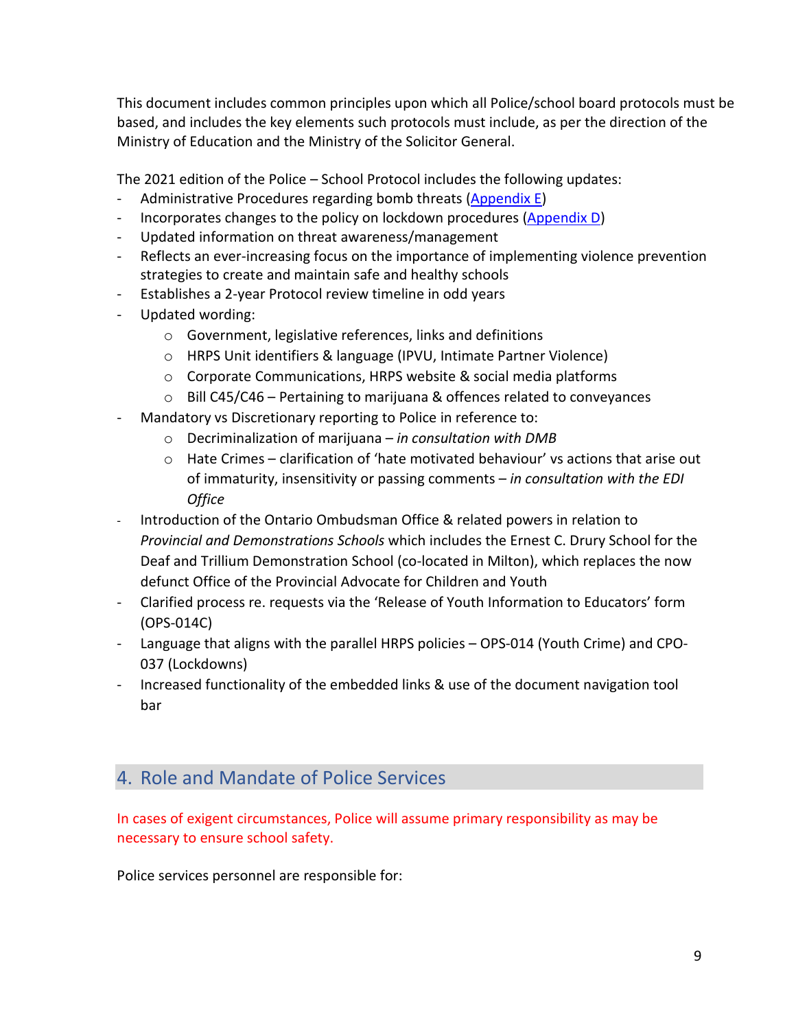This document includes common principles upon which all Police/school board protocols must be based, and includes the key elements such protocols must include, as per the direction of the Ministry of Education and the Ministry of the Solicitor General.

The 2021 edition of the Police – School Protocol includes the following updates:

- Administrative Procedures regarding bomb threats (Appendix E)
- Incorporates changes to the policy on lockdown procedures (Appendix D)
- Updated information on threat awareness/management
- Reflects an ever-increasing focus on the importance of implementing violence prevention strategies to create and maintain safe and healthy schools
- Establishes a 2-year Protocol review timeline in odd years
- Updated wording:
  - Government, legislative references, links and definitions
  - HRPS Unit identifiers & language (IPVU, Intimate Partner Violence)
  - Corporate Communications, HRPS website & social media platforms
  - Bill C45/C46 – Pertaining to marijuana & offences related to conveyances
- Mandatory vs Discretionary reporting to Police in reference to:
  - Decriminalization of marijuana – *in consultation with DMB*
  - Hate Crimes – clarification of 'hate motivated behaviour' vs actions that arise out of immaturity, insensitivity or passing comments – *in consultation with the EDI Office*
- Introduction of the Ontario Ombudsman Office & related powers in relation to *Provincial and Demonstrations Schools* which includes the Ernest C. Drury School for the Deaf and Trillium Demonstration School (co-located in Milton), which replaces the now defunct Office of the Provincial Advocate for Children and Youth
- Clarified process re. requests via the 'Release of Youth Information to Educators' form (OPS-014C)
- Language that aligns with the parallel HRPS policies – OPS-014 (Youth Crime) and CPO-037 (Lockdowns)
- Increased functionality of the embedded links & use of the document navigation tool bar

## 4. Role and Mandate of Police Services

In cases of exigent circumstances, Police will assume primary responsibility as may be necessary to ensure school safety.

Police services personnel are responsible for: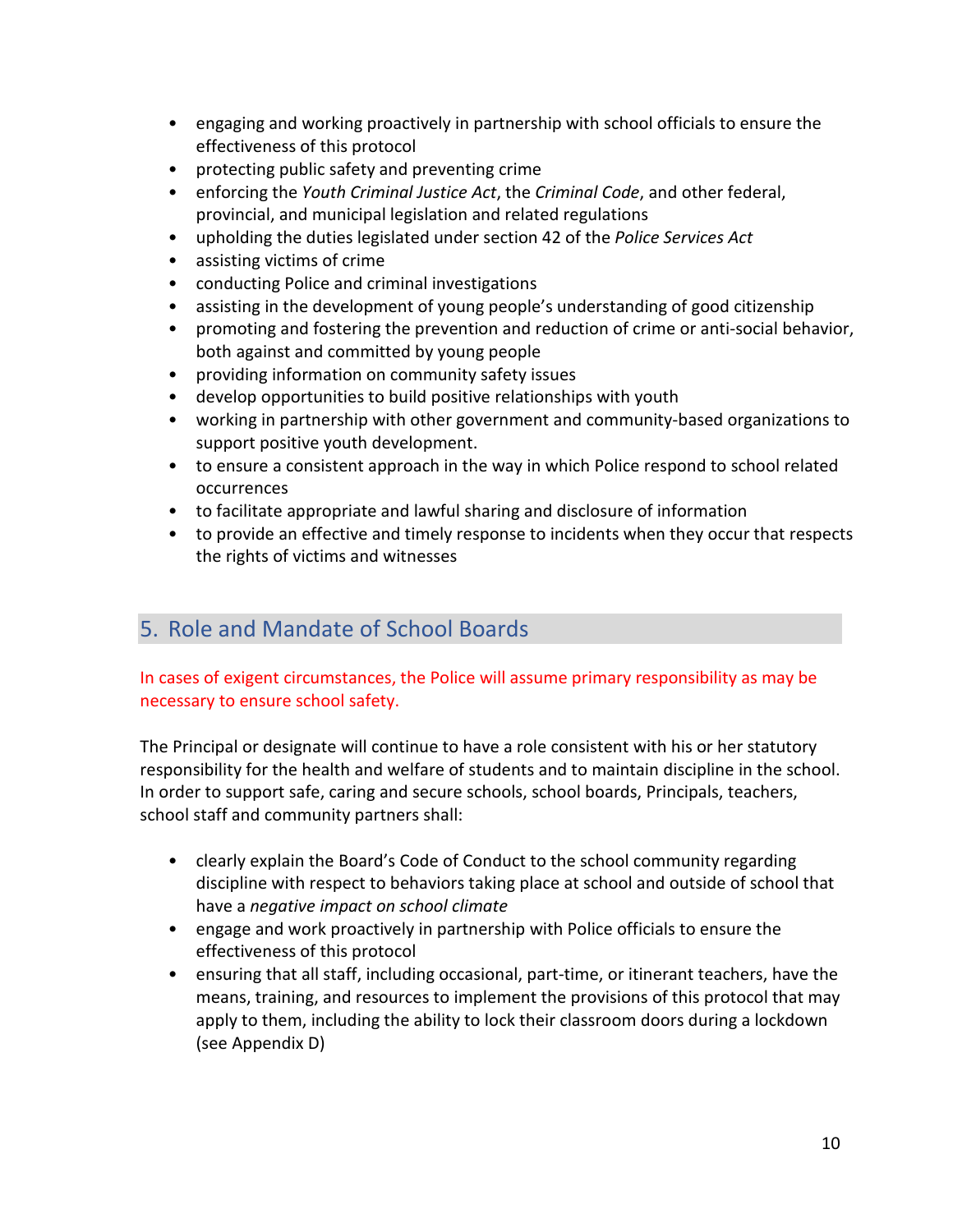- engaging and working proactively in partnership with school officials to ensure the effectiveness of this protocol
- protecting public safety and preventing crime
- enforcing the *Youth Criminal Justice Act*, the *Criminal Code*, and other federal, provincial, and municipal legislation and related regulations
- upholding the duties legislated under section 42 of the *Police Services Act*
- assisting victims of crime
- conducting Police and criminal investigations
- assisting in the development of young people's understanding of good citizenship
- promoting and fostering the prevention and reduction of crime or anti-social behavior, both against and committed by young people
- providing information on community safety issues
- develop opportunities to build positive relationships with youth
- working in partnership with other government and community-based organizations to support positive youth development.
- to ensure a consistent approach in the way in which Police respond to school related occurrences
- to facilitate appropriate and lawful sharing and disclosure of information
- to provide an effective and timely response to incidents when they occur that respects the rights of victims and witnesses

## 5. Role and Mandate of School Boards

In cases of exigent circumstances, the Police will assume primary responsibility as may be necessary to ensure school safety.

The Principal or designate will continue to have a role consistent with his or her statutory responsibility for the health and welfare of students and to maintain discipline in the school. In order to support safe, caring and secure schools, school boards, Principals, teachers, school staff and community partners shall:

- clearly explain the Board's Code of Conduct to the school community regarding discipline with respect to behaviors taking place at school and outside of school that have a *negative impact on school climate*
- engage and work proactively in partnership with Police officials to ensure the effectiveness of this protocol
- ensuring that all staff, including occasional, part-time, or itinerant teachers, have the means, training, and resources to implement the provisions of this protocol that may apply to them, including the ability to lock their classroom doors during a lockdown (see Appendix D)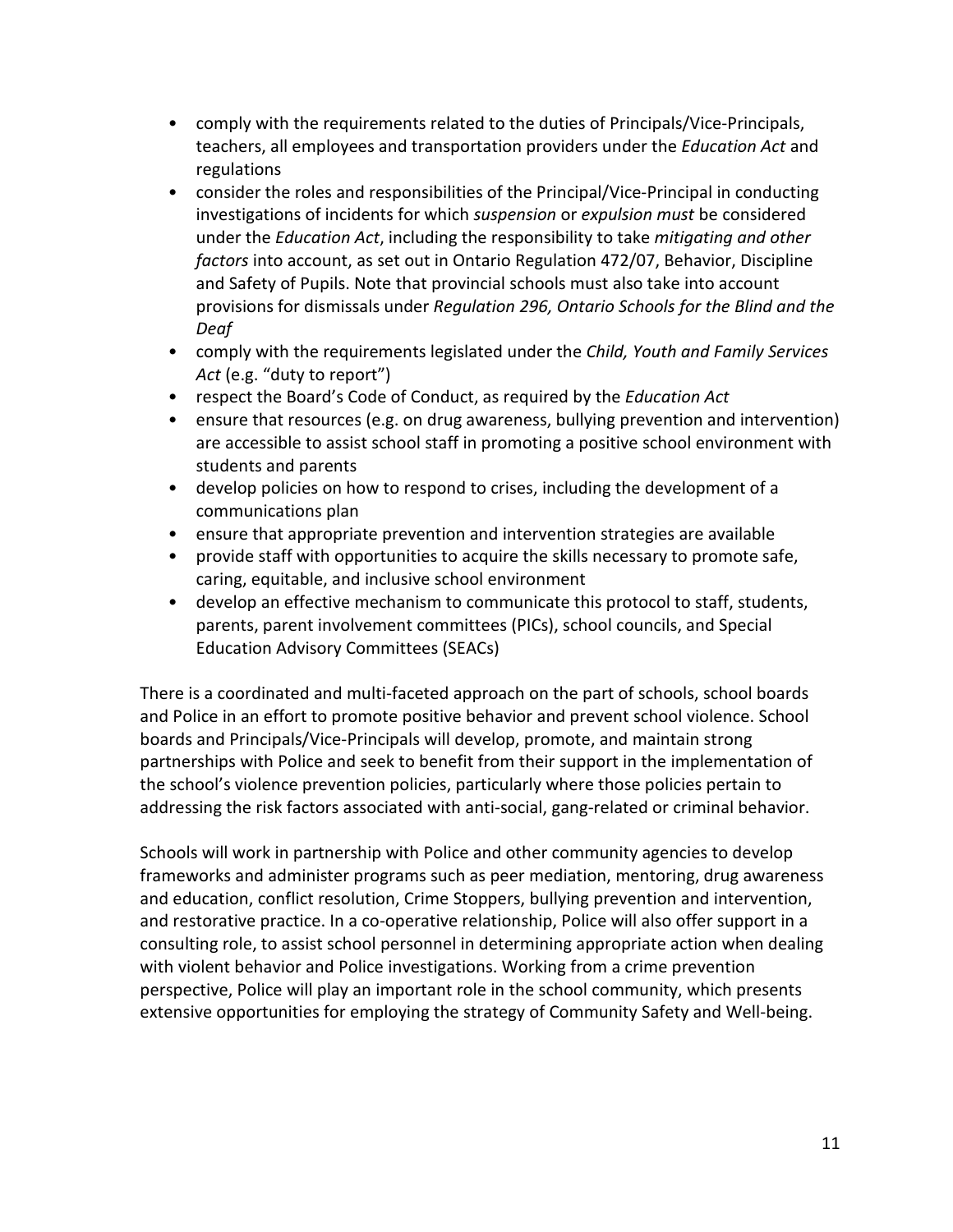- comply with the requirements related to the duties of Principals/Vice-Principals, teachers, all employees and transportation providers under the *Education Act* and regulations
- consider the roles and responsibilities of the Principal/Vice-Principal in conducting investigations of incidents for which *suspension* or *expulsion must* be considered under the *Education Act*, including the responsibility to take *mitigating and other factors* into account, as set out in Ontario Regulation 472/07, Behavior, Discipline and Safety of Pupils. Note that provincial schools must also take into account provisions for dismissals under *Regulation 296, Ontario Schools for the Blind and the Deaf*
- comply with the requirements legislated under the *Child, Youth and Family Services Act* (e.g. "duty to report")
- respect the Board's Code of Conduct, as required by the *Education Act*
- ensure that resources (e.g. on drug awareness, bullying prevention and intervention) are accessible to assist school staff in promoting a positive school environment with students and parents
- develop policies on how to respond to crises, including the development of a communications plan
- ensure that appropriate prevention and intervention strategies are available
- provide staff with opportunities to acquire the skills necessary to promote safe, caring, equitable, and inclusive school environment
- develop an effective mechanism to communicate this protocol to staff, students, parents, parent involvement committees (PICs), school councils, and Special Education Advisory Committees (SEACs)

There is a coordinated and multi-faceted approach on the part of schools, school boards and Police in an effort to promote positive behavior and prevent school violence. School boards and Principals/Vice-Principals will develop, promote, and maintain strong partnerships with Police and seek to benefit from their support in the implementation of the school's violence prevention policies, particularly where those policies pertain to addressing the risk factors associated with anti-social, gang-related or criminal behavior.

Schools will work in partnership with Police and other community agencies to develop frameworks and administer programs such as peer mediation, mentoring, drug awareness and education, conflict resolution, Crime Stoppers, bullying prevention and intervention, and restorative practice. In a co-operative relationship, Police will also offer support in a consulting role, to assist school personnel in determining appropriate action when dealing with violent behavior and Police investigations. Working from a crime prevention perspective, Police will play an important role in the school community, which presents extensive opportunities for employing the strategy of Community Safety and Well-being.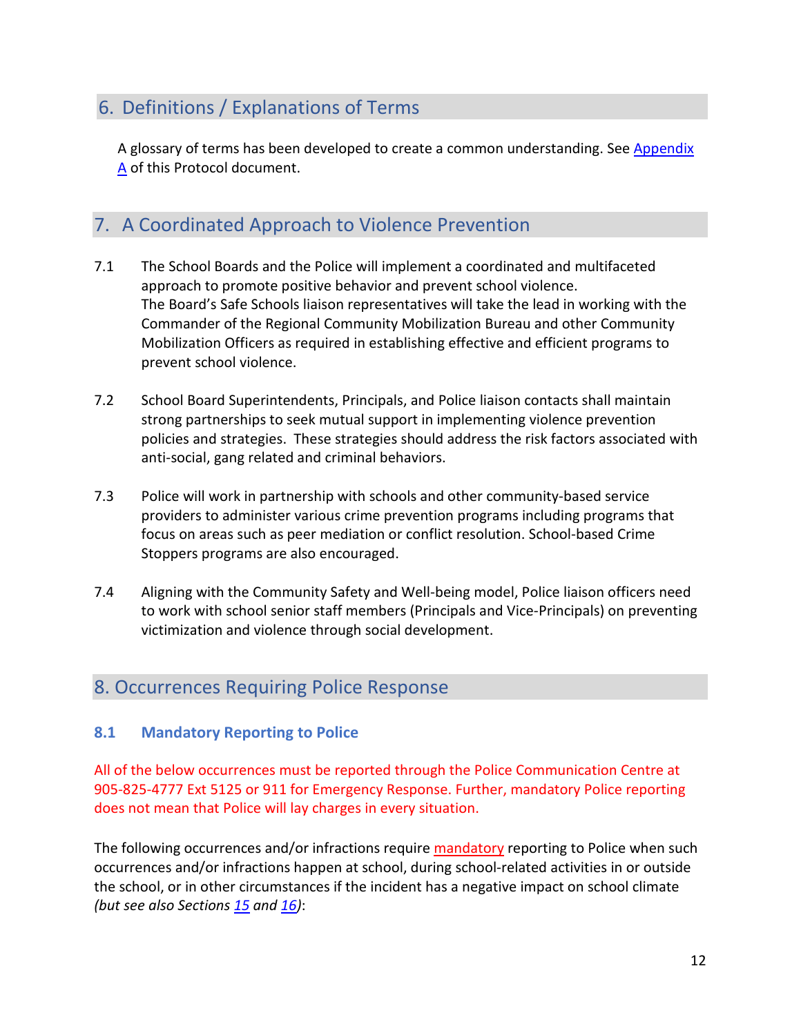## 6. Definitions / Explanations of Terms

A glossary of terms has been developed to create a common understanding. See Appendix A of this Protocol document.

## 7. A Coordinated Approach to Violence Prevention

7.1 The School Boards and the Police will implement a coordinated and multifaceted approach to promote positive behavior and prevent school violence. The Board's Safe Schools liaison representatives will take the lead in working with the Commander of the Regional Community Mobilization Bureau and other Community Mobilization Officers as required in establishing effective and efficient programs to prevent school violence.

7.2 School Board Superintendents, Principals, and Police liaison contacts shall maintain strong partnerships to seek mutual support in implementing violence prevention policies and strategies. These strategies should address the risk factors associated with anti-social, gang related and criminal behaviors.

7.3 Police will work in partnership with schools and other community-based service providers to administer various crime prevention programs including programs that focus on areas such as peer mediation or conflict resolution. School-based Crime Stoppers programs are also encouraged.

7.4 Aligning with the Community Safety and Well-being model, Police liaison officers need to work with school senior staff members (Principals and Vice-Principals) on preventing victimization and violence through social development.

## 8. Occurrences Requiring Police Response

### 8.1 Mandatory Reporting to Police

All of the below occurrences must be reported through the Police Communication Centre at 905-825-4777 Ext 5125 or 911 for Emergency Response. Further, mandatory Police reporting does not mean that Police will lay charges in every situation.

The following occurrences and/or infractions require mandatory reporting to Police when such occurrences and/or infractions happen at school, during school-related activities in or outside the school, or in other circumstances if the incident has a negative impact on school climate *(but see also Sections 15 and 16)*: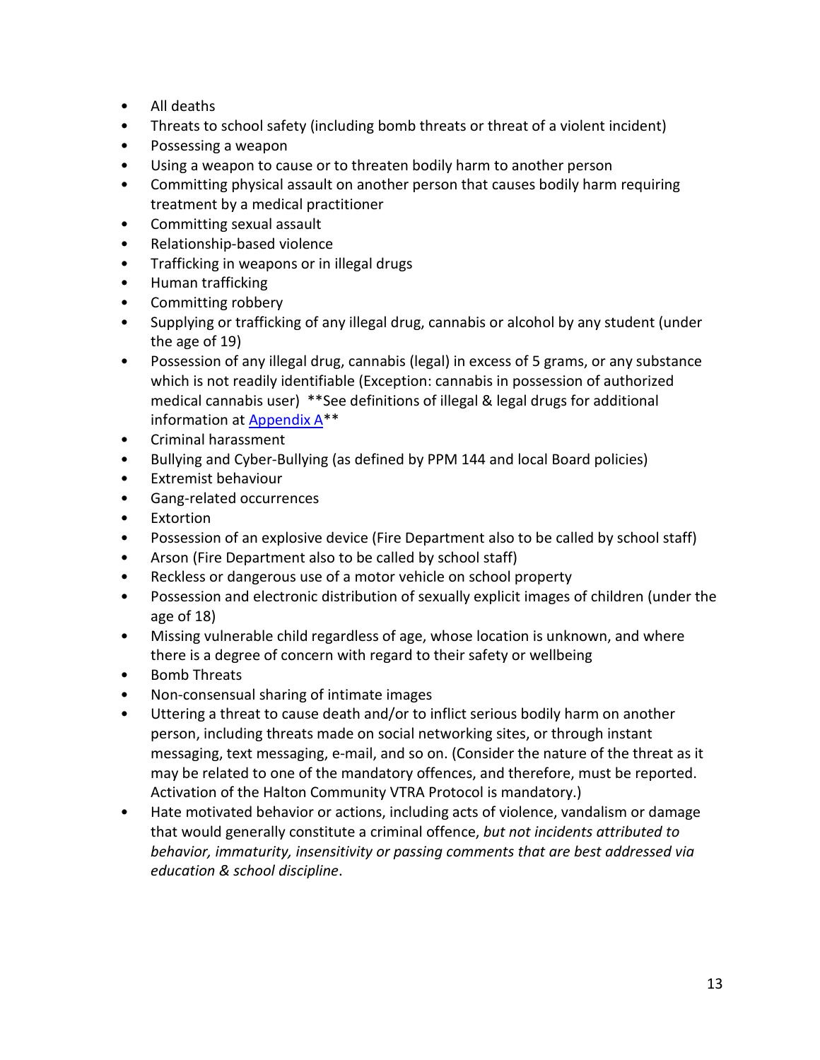- All deaths
- Threats to school safety (including bomb threats or threat of a violent incident)
- Possessing a weapon
- Using a weapon to cause or to threaten bodily harm to another person
- Committing physical assault on another person that causes bodily harm requiring treatment by a medical practitioner
- Committing sexual assault
- Relationship-based violence
- Trafficking in weapons or in illegal drugs
- Human trafficking
- Committing robbery
- Supplying or trafficking of any illegal drug, cannabis or alcohol by any student (under the age of 19)
- Possession of any illegal drug, cannabis (legal) in excess of 5 grams, or any substance which is not readily identifiable (Exception: cannabis in possession of authorized medical cannabis user) **See definitions of illegal & legal drugs for additional information at [Appendix A]**
- Criminal harassment
- Bullying and Cyber-Bullying (as defined by PPM 144 and local Board policies)
- Extremist behaviour
- Gang-related occurrences
- Extortion
- Possession of an explosive device (Fire Department also to be called by school staff)
- Arson (Fire Department also to be called by school staff)
- Reckless or dangerous use of a motor vehicle on school property
- Possession and electronic distribution of sexually explicit images of children (under the age of 18)
- Missing vulnerable child regardless of age, whose location is unknown, and where there is a degree of concern with regard to their safety or wellbeing
- Bomb Threats
- Non-consensual sharing of intimate images
- Uttering a threat to cause death and/or to inflict serious bodily harm on another person, including threats made on social networking sites, or through instant messaging, text messaging, e-mail, and so on. (Consider the nature of the threat as it may be related to one of the mandatory offences, and therefore, must be reported. Activation of the Halton Community VTRA Protocol is mandatory.)
- Hate motivated behavior or actions, including acts of violence, vandalism or damage that would generally constitute a criminal offence, *but not incidents attributed to behavior, immaturity, insensitivity or passing comments that are best addressed via education & school discipline*.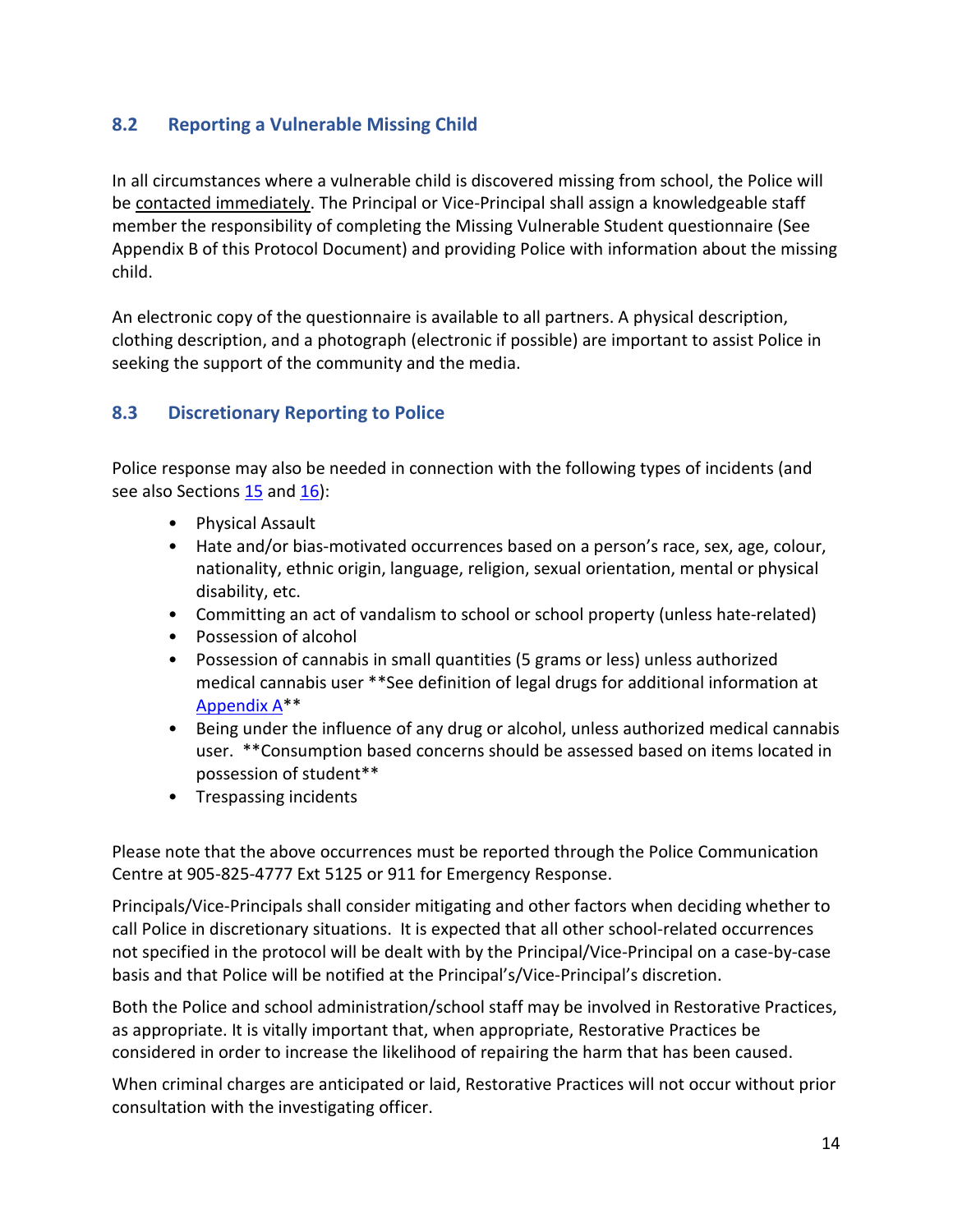## 8.2 Reporting a Vulnerable Missing Child

In all circumstances where a vulnerable child is discovered missing from school, the Police will be contacted immediately. The Principal or Vice-Principal shall assign a knowledgeable staff member the responsibility of completing the Missing Vulnerable Student questionnaire (See Appendix B of this Protocol Document) and providing Police with information about the missing child.

An electronic copy of the questionnaire is available to all partners. A physical description, clothing description, and a photograph (electronic if possible) are important to assist Police in seeking the support of the community and the media.

## 8.3 Discretionary Reporting to Police

Police response may also be needed in connection with the following types of incidents (and see also Sections 15 and 16):

- Physical Assault
- Hate and/or bias-motivated occurrences based on a person's race, sex, age, colour, nationality, ethnic origin, language, religion, sexual orientation, mental or physical disability, etc.
- Committing an act of vandalism to school or school property (unless hate-related)
- Possession of alcohol
- Possession of cannabis in small quantities (5 grams or less) unless authorized medical cannabis user **See definition of legal drugs for additional information at Appendix A**
- Being under the influence of any drug or alcohol, unless authorized medical cannabis user. **Consumption based concerns should be assessed based on items located in possession of student**
- Trespassing incidents

Please note that the above occurrences must be reported through the Police Communication Centre at 905-825-4777 Ext 5125 or 911 for Emergency Response.

Principals/Vice-Principals shall consider mitigating and other factors when deciding whether to call Police in discretionary situations. It is expected that all other school-related occurrences not specified in the protocol will be dealt with by the Principal/Vice-Principal on a case-by-case basis and that Police will be notified at the Principal's/Vice-Principal's discretion.

Both the Police and school administration/school staff may be involved in Restorative Practices, as appropriate. It is vitally important that, when appropriate, Restorative Practices be considered in order to increase the likelihood of repairing the harm that has been caused.

When criminal charges are anticipated or laid, Restorative Practices will not occur without prior consultation with the investigating officer.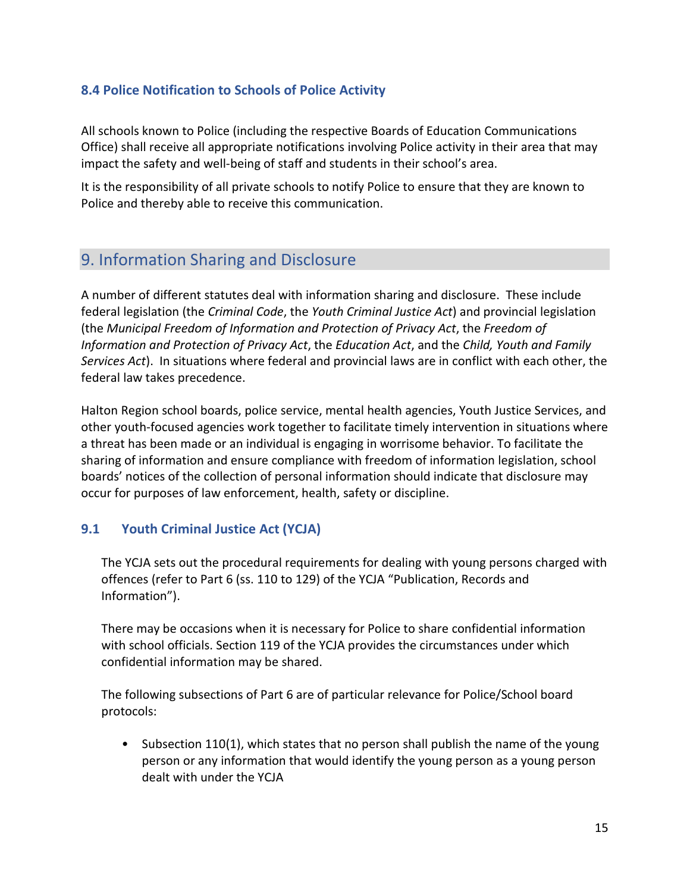### 8.4 Police Notification to Schools of Police Activity

All schools known to Police (including the respective Boards of Education Communications Office) shall receive all appropriate notifications involving Police activity in their area that may impact the safety and well-being of staff and students in their school's area.

It is the responsibility of all private schools to notify Police to ensure that they are known to Police and thereby able to receive this communication.

## 9. Information Sharing and Disclosure

A number of different statutes deal with information sharing and disclosure. These include federal legislation (the *Criminal Code*, the *Youth Criminal Justice Act*) and provincial legislation (the *Municipal Freedom of Information and Protection of Privacy Act*, the *Freedom of Information and Protection of Privacy Act*, the *Education Act*, and the *Child, Youth and Family Services Act*). In situations where federal and provincial laws are in conflict with each other, the federal law takes precedence.

Halton Region school boards, police service, mental health agencies, Youth Justice Services, and other youth-focused agencies work together to facilitate timely intervention in situations where a threat has been made or an individual is engaging in worrisome behavior. To facilitate the sharing of information and ensure compliance with freedom of information legislation, school boards' notices of the collection of personal information should indicate that disclosure may occur for purposes of law enforcement, health, safety or discipline.

### 9.1 Youth Criminal Justice Act (YCJA)

The YCJA sets out the procedural requirements for dealing with young persons charged with offences (refer to Part 6 (ss. 110 to 129) of the YCJA "Publication, Records and Information").

There may be occasions when it is necessary for Police to share confidential information with school officials. Section 119 of the YCJA provides the circumstances under which confidential information may be shared.

The following subsections of Part 6 are of particular relevance for Police/School board protocols:

- Subsection 110(1), which states that no person shall publish the name of the young person or any information that would identify the young person as a young person dealt with under the YCJA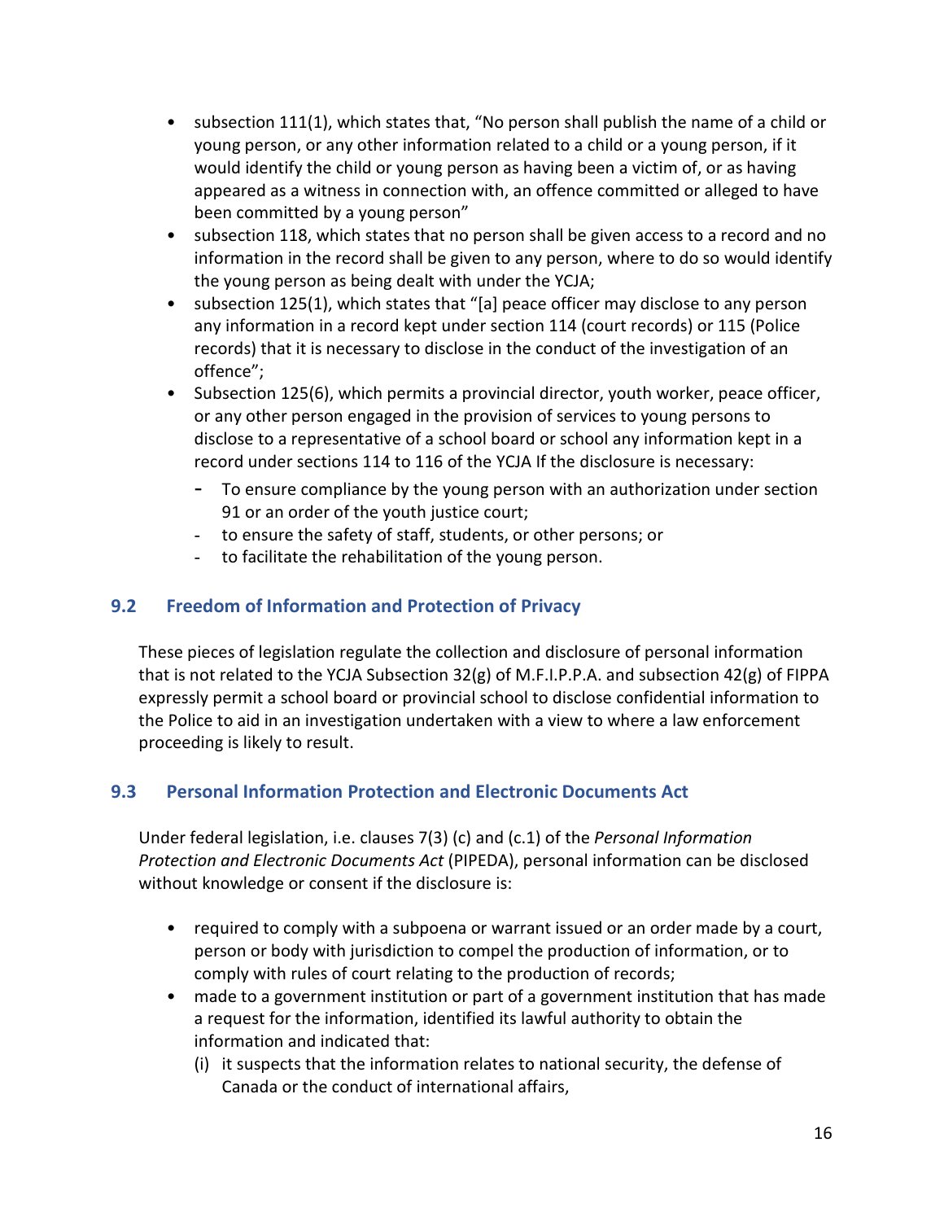- subsection 111(1), which states that, "No person shall publish the name of a child or young person, or any other information related to a child or a young person, if it would identify the child or young person as having been a victim of, or as having appeared as a witness in connection with, an offence committed or alleged to have been committed by a young person"
- subsection 118, which states that no person shall be given access to a record and no information in the record shall be given to any person, where to do so would identify the young person as being dealt with under the YCJA;
- subsection 125(1), which states that "[a] peace officer may disclose to any person any information in a record kept under section 114 (court records) or 115 (Police records) that it is necessary to disclose in the conduct of the investigation of an offence";
- Subsection 125(6), which permits a provincial director, youth worker, peace officer, or any other person engaged in the provision of services to young persons to disclose to a representative of a school board or school any information kept in a record under sections 114 to 116 of the YCJA If the disclosure is necessary:
  - To ensure compliance by the young person with an authorization under section 91 or an order of the youth justice court;
  - to ensure the safety of staff, students, or other persons; or
  - to facilitate the rehabilitation of the young person.

## 9.2 Freedom of Information and Protection of Privacy

These pieces of legislation regulate the collection and disclosure of personal information that is not related to the YCJA Subsection 32(g) of M.F.I.P.P.A. and subsection 42(g) of FIPPA expressly permit a school board or provincial school to disclose confidential information to the Police to aid in an investigation undertaken with a view to where a law enforcement proceeding is likely to result.

## 9.3 Personal Information Protection and Electronic Documents Act

Under federal legislation, i.e. clauses 7(3) (c) and (c.1) of the *Personal Information Protection and Electronic Documents Act* (PIPEDA), personal information can be disclosed without knowledge or consent if the disclosure is:

- required to comply with a subpoena or warrant issued or an order made by a court, person or body with jurisdiction to compel the production of information, or to comply with rules of court relating to the production of records;
- made to a government institution or part of a government institution that has made a request for the information, identified its lawful authority to obtain the information and indicated that:
  (i) it suspects that the information relates to national security, the defense of Canada or the conduct of international affairs,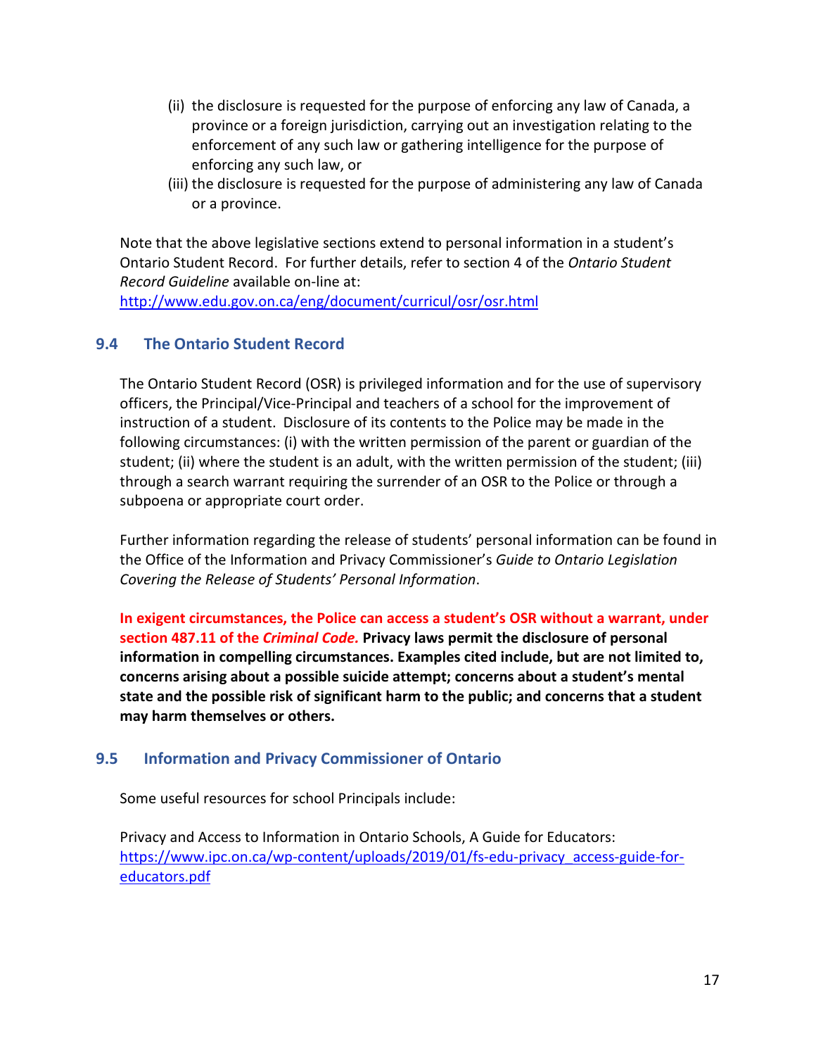(ii) the disclosure is requested for the purpose of enforcing any law of Canada, a province or a foreign jurisdiction, carrying out an investigation relating to the enforcement of any such law or gathering intelligence for the purpose of enforcing any such law, or

(iii) the disclosure is requested for the purpose of administering any law of Canada or a province.

Note that the above legislative sections extend to personal information in a student's Ontario Student Record. For further details, refer to section 4 of the *Ontario Student Record Guideline* available on-line at: http://www.edu.gov.on.ca/eng/document/curricul/osr/osr.html

## 9.4 The Ontario Student Record

The Ontario Student Record (OSR) is privileged information and for the use of supervisory officers, the Principal/Vice-Principal and teachers of a school for the improvement of instruction of a student. Disclosure of its contents to the Police may be made in the following circumstances: (i) with the written permission of the parent or guardian of the student; (ii) where the student is an adult, with the written permission of the student; (iii) through a search warrant requiring the surrender of an OSR to the Police or through a subpoena or appropriate court order.

Further information regarding the release of students' personal information can be found in the Office of the Information and Privacy Commissioner's *Guide to Ontario Legislation Covering the Release of Students' Personal Information*.

**In exigent circumstances, the Police can access a student's OSR without a warrant, under section 487.11 of the *Criminal Code.* Privacy laws permit the disclosure of personal information in compelling circumstances. Examples cited include, but are not limited to, concerns arising about a possible suicide attempt; concerns about a student's mental state and the possible risk of significant harm to the public; and concerns that a student may harm themselves or others.**

## 9.5 Information and Privacy Commissioner of Ontario

Some useful resources for school Principals include:

Privacy and Access to Information in Ontario Schools, A Guide for Educators: https://www.ipc.on.ca/wp-content/uploads/2019/01/fs-edu-privacy_access-guide-for-educators.pdf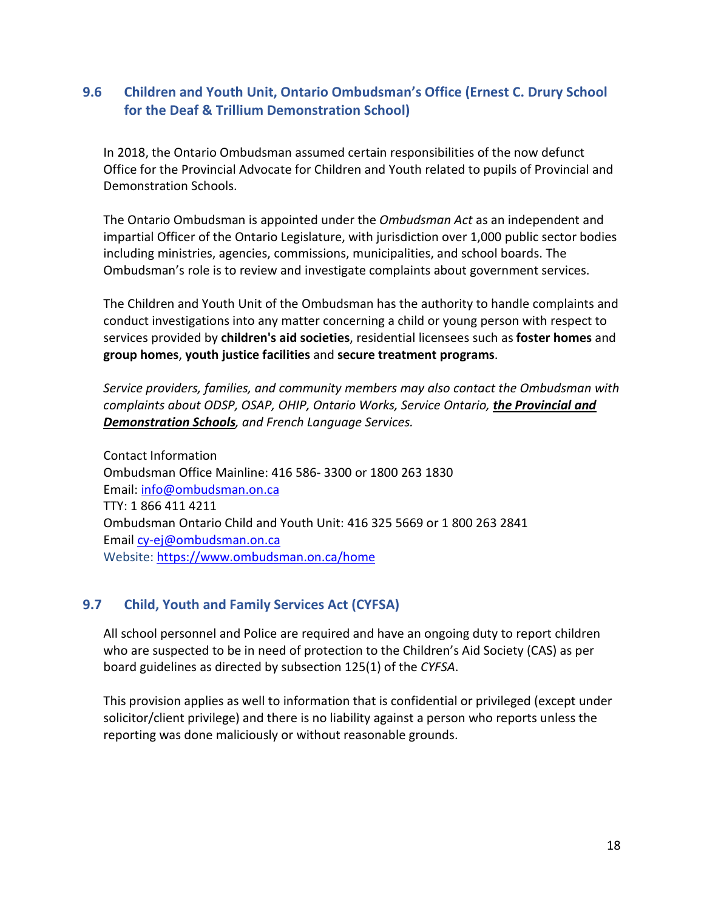## 9.6 Children and Youth Unit, Ontario Ombudsman's Office (Ernest C. Drury School for the Deaf & Trillium Demonstration School)

In 2018, the Ontario Ombudsman assumed certain responsibilities of the now defunct Office for the Provincial Advocate for Children and Youth related to pupils of Provincial and Demonstration Schools.

The Ontario Ombudsman is appointed under the *Ombudsman Act* as an independent and impartial Officer of the Ontario Legislature, with jurisdiction over 1,000 public sector bodies including ministries, agencies, commissions, municipalities, and school boards. The Ombudsman's role is to review and investigate complaints about government services.

The Children and Youth Unit of the Ombudsman has the authority to handle complaints and conduct investigations into any matter concerning a child or young person with respect to services provided by **children's aid societies**, residential licensees such as **foster homes** and **group homes**, **youth justice facilities** and **secure treatment programs**.

*Service providers, families, and community members may also contact the Ombudsman with complaints about ODSP, OSAP, OHIP, Ontario Works, Service Ontario, **<u>the Provincial and Demonstration Schools</u>**, and French Language Services.*

Contact Information
Ombudsman Office Mainline: 416 586- 3300 or 1800 263 1830
Email: [info@ombudsman.on.ca](mailto:info@ombudsman.on.ca)
TTY: 1 866 411 4211
Ombudsman Ontario Child and Youth Unit: 416 325 5669 or 1 800 263 2841
Email [cy-ej@ombudsman.on.ca](mailto:cy-ej@ombudsman.on.ca)
Website: [https://www.ombudsman.on.ca/home](https://www.ombudsman.on.ca/home)

## 9.7 Child, Youth and Family Services Act (CYFSA)

All school personnel and Police are required and have an ongoing duty to report children who are suspected to be in need of protection to the Children's Aid Society (CAS) as per board guidelines as directed by subsection 125(1) of the *CYFSA*.

This provision applies as well to information that is confidential or privileged (except under solicitor/client privilege) and there is no liability against a person who reports unless the reporting was done maliciously or without reasonable grounds.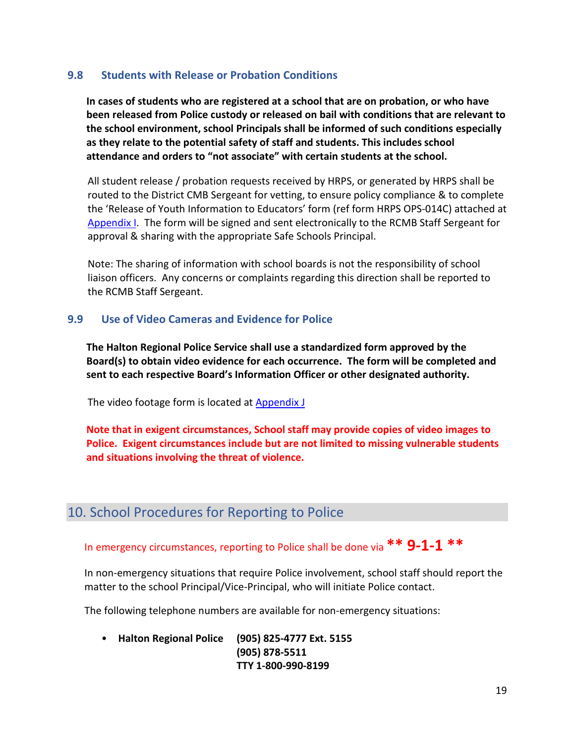### 9.8 Students with Release or Probation Conditions

**In cases of students who are registered at a school that are on probation, or who have been released from Police custody or released on bail with conditions that are relevant to the school environment, school Principals shall be informed of such conditions especially as they relate to the potential safety of staff and students. This includes school attendance and orders to "not associate" with certain students at the school.**

All student release / probation requests received by HRPS, or generated by HRPS shall be routed to the District CMB Sergeant for vetting, to ensure policy compliance & to complete the 'Release of Youth Information to Educators' form (ref form HRPS OPS-014C) attached at Appendix I. The form will be signed and sent electronically to the RCMB Staff Sergeant for approval & sharing with the appropriate Safe Schools Principal.

Note: The sharing of information with school boards is not the responsibility of school liaison officers. Any concerns or complaints regarding this direction shall be reported to the RCMB Staff Sergeant.

### 9.9 Use of Video Cameras and Evidence for Police

**The Halton Regional Police Service shall use a standardized form approved by the Board(s) to obtain video evidence for each occurrence. The form will be completed and sent to each respective Board's Information Officer or other designated authority.**

The video footage form is located at Appendix J

**Note that in exigent circumstances, School staff may provide copies of video images to Police. Exigent circumstances include but are not limited to missing vulnerable students and situations involving the threat of violence.**

## 10. School Procedures for Reporting to Police

In emergency circumstances, reporting to Police shall be done via **** 9-1-1 ****

In non-emergency situations that require Police involvement, school staff should report the matter to the school Principal/Vice-Principal, who will initiate Police contact.

The following telephone numbers are available for non-emergency situations:

- **Halton Regional Police** **(905) 825-4777 Ext. 5155**
  **(905) 878-5511**
  **TTY 1-800-990-8199**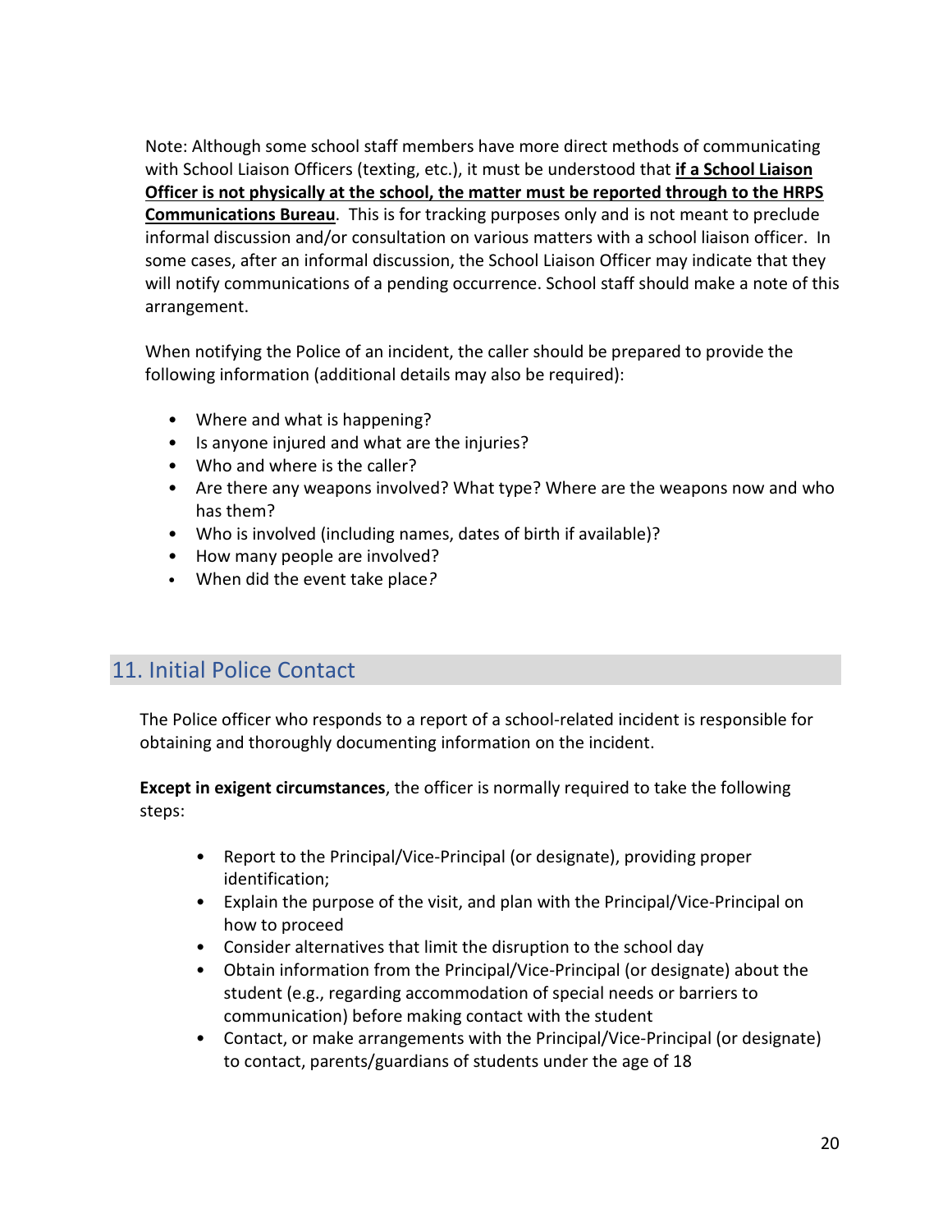Note: Although some school staff members have more direct methods of communicating with School Liaison Officers (texting, etc.), it must be understood that **if a School Liaison Officer is not physically at the school, the matter must be reported through to the HRPS Communications Bureau**. This is for tracking purposes only and is not meant to preclude informal discussion and/or consultation on various matters with a school liaison officer. In some cases, after an informal discussion, the School Liaison Officer may indicate that they will notify communications of a pending occurrence. School staff should make a note of this arrangement.

When notifying the Police of an incident, the caller should be prepared to provide the following information (additional details may also be required):

- Where and what is happening?
- Is anyone injured and what are the injuries?
- Who and where is the caller?
- Are there any weapons involved? What type? Where are the weapons now and who has them?
- Who is involved (including names, dates of birth if available)?
- How many people are involved?
- When did the event take place?

## 11. Initial Police Contact

The Police officer who responds to a report of a school-related incident is responsible for obtaining and thoroughly documenting information on the incident.

**Except in exigent circumstances**, the officer is normally required to take the following steps:

- Report to the Principal/Vice-Principal (or designate), providing proper identification;
- Explain the purpose of the visit, and plan with the Principal/Vice-Principal on how to proceed
- Consider alternatives that limit the disruption to the school day
- Obtain information from the Principal/Vice-Principal (or designate) about the student (e.g., regarding accommodation of special needs or barriers to communication) before making contact with the student
- Contact, or make arrangements with the Principal/Vice-Principal (or designate) to contact, parents/guardians of students under the age of 18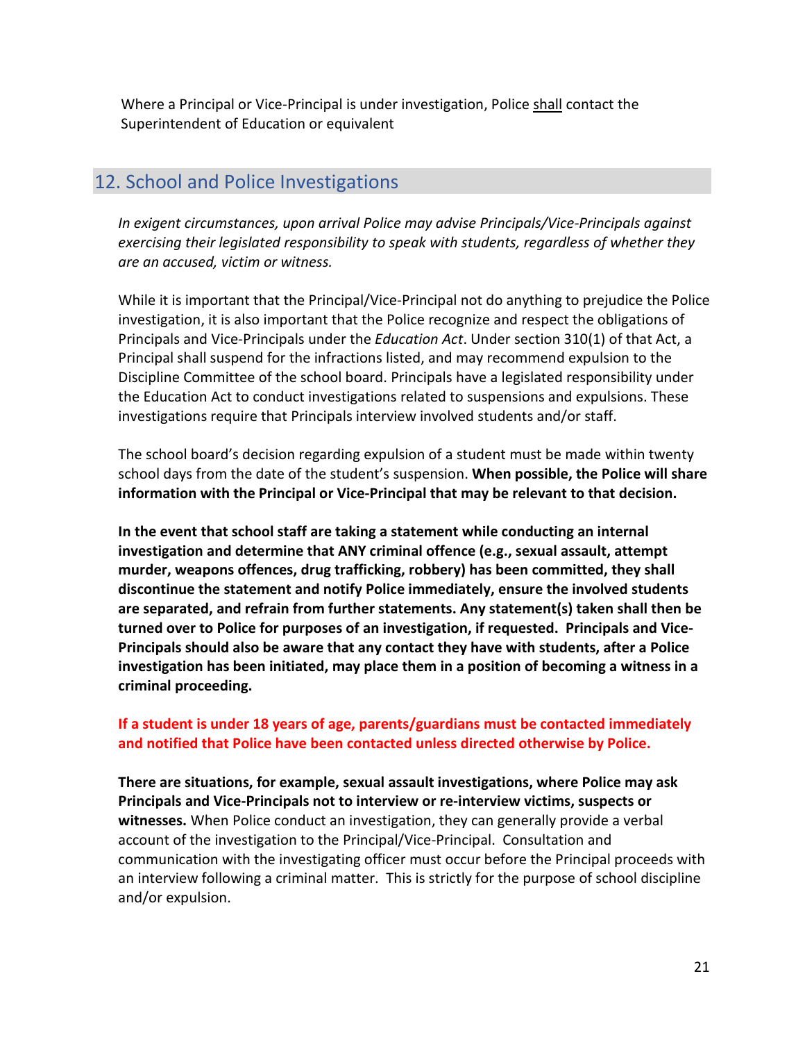Where a Principal or Vice-Principal is under investigation, Police shall contact the Superintendent of Education or equivalent

## 12. School and Police Investigations

*In exigent circumstances, upon arrival Police may advise Principals/Vice-Principals against exercising their legislated responsibility to speak with students, regardless of whether they are an accused, victim or witness.*

While it is important that the Principal/Vice-Principal not do anything to prejudice the Police investigation, it is also important that the Police recognize and respect the obligations of Principals and Vice-Principals under the *Education Act*. Under section 310(1) of that Act, a Principal shall suspend for the infractions listed, and may recommend expulsion to the Discipline Committee of the school board. Principals have a legislated responsibility under the Education Act to conduct investigations related to suspensions and expulsions. These investigations require that Principals interview involved students and/or staff.

The school board's decision regarding expulsion of a student must be made within twenty school days from the date of the student's suspension. **When possible, the Police will share information with the Principal or Vice-Principal that may be relevant to that decision.**

**In the event that school staff are taking a statement while conducting an internal investigation and determine that ANY criminal offence (e.g., sexual assault, attempt murder, weapons offences, drug trafficking, robbery) has been committed, they shall discontinue the statement and notify Police immediately, ensure the involved students are separated, and refrain from further statements. Any statement(s) taken shall then be turned over to Police for purposes of an investigation, if requested. Principals and Vice-Principals should also be aware that any contact they have with students, after a Police investigation has been initiated, may place them in a position of becoming a witness in a criminal proceeding.**

**If a student is under 18 years of age, parents/guardians must be contacted immediately and notified that Police have been contacted unless directed otherwise by Police.**

**There are situations, for example, sexual assault investigations, where Police may ask Principals and Vice-Principals not to interview or re-interview victims, suspects or witnesses.** When Police conduct an investigation, they can generally provide a verbal account of the investigation to the Principal/Vice-Principal. Consultation and communication with the investigating officer must occur before the Principal proceeds with an interview following a criminal matter. This is strictly for the purpose of school discipline and/or expulsion.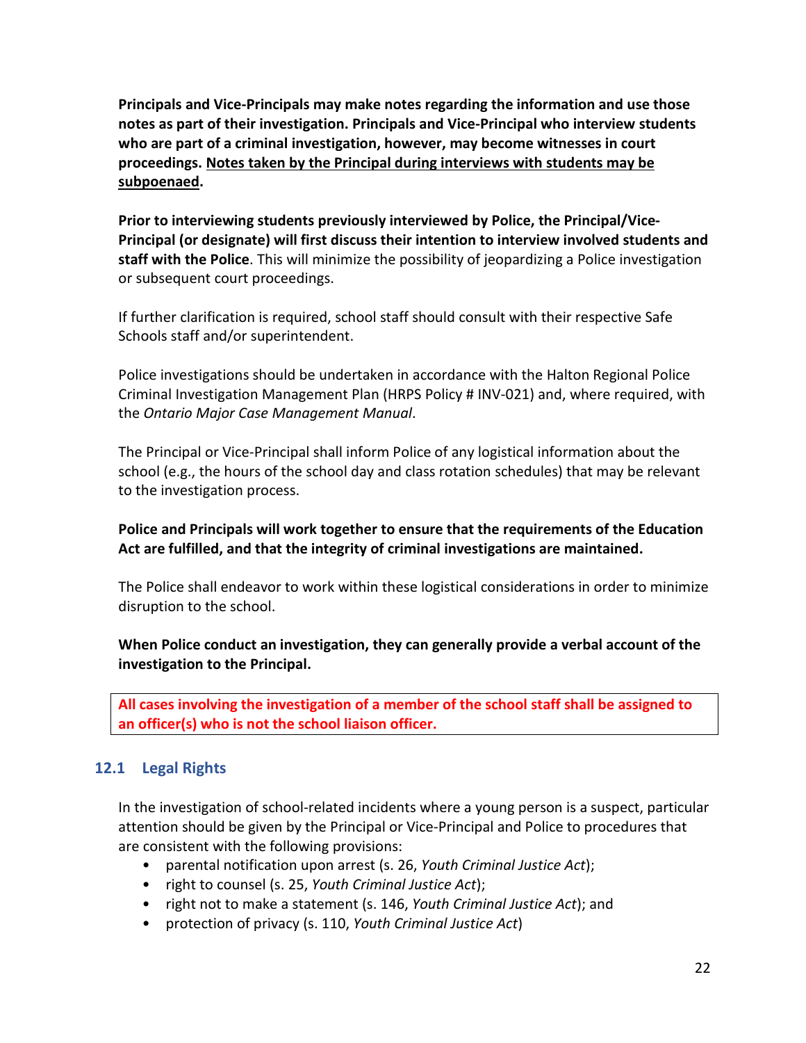**Principals and Vice-Principals may make notes regarding the information and use those notes as part of their investigation. Principals and Vice-Principal who interview students who are part of a criminal investigation, however, may become witnesses in court proceedings. <u>Notes taken by the Principal during interviews with students may be subpoenaed</u>.**

**Prior to interviewing students previously interviewed by Police, the Principal/Vice-Principal (or designate) will first discuss their intention to interview involved students and staff with the Police**. This will minimize the possibility of jeopardizing a Police investigation or subsequent court proceedings.

If further clarification is required, school staff should consult with their respective Safe Schools staff and/or superintendent.

Police investigations should be undertaken in accordance with the Halton Regional Police Criminal Investigation Management Plan (HRPS Policy # INV-021) and, where required, with the *Ontario Major Case Management Manual*.

The Principal or Vice-Principal shall inform Police of any logistical information about the school (e.g., the hours of the school day and class rotation schedules) that may be relevant to the investigation process.

**Police and Principals will work together to ensure that the requirements of the Education Act are fulfilled, and that the integrity of criminal investigations are maintained.**

The Police shall endeavor to work within these logistical considerations in order to minimize disruption to the school.

**When Police conduct an investigation, they can generally provide a verbal account of the investigation to the Principal.**

**All cases involving the investigation of a member of the school staff shall be assigned to an officer(s) who is not the school liaison officer.**

## 12.1 Legal Rights

In the investigation of school-related incidents where a young person is a suspect, particular attention should be given by the Principal or Vice-Principal and Police to procedures that are consistent with the following provisions:

- parental notification upon arrest (s. 26, *Youth Criminal Justice Act*);
- right to counsel (s. 25, *Youth Criminal Justice Act*);
- right not to make a statement (s. 146, *Youth Criminal Justice Act*); and
- protection of privacy (s. 110, *Youth Criminal Justice Act*)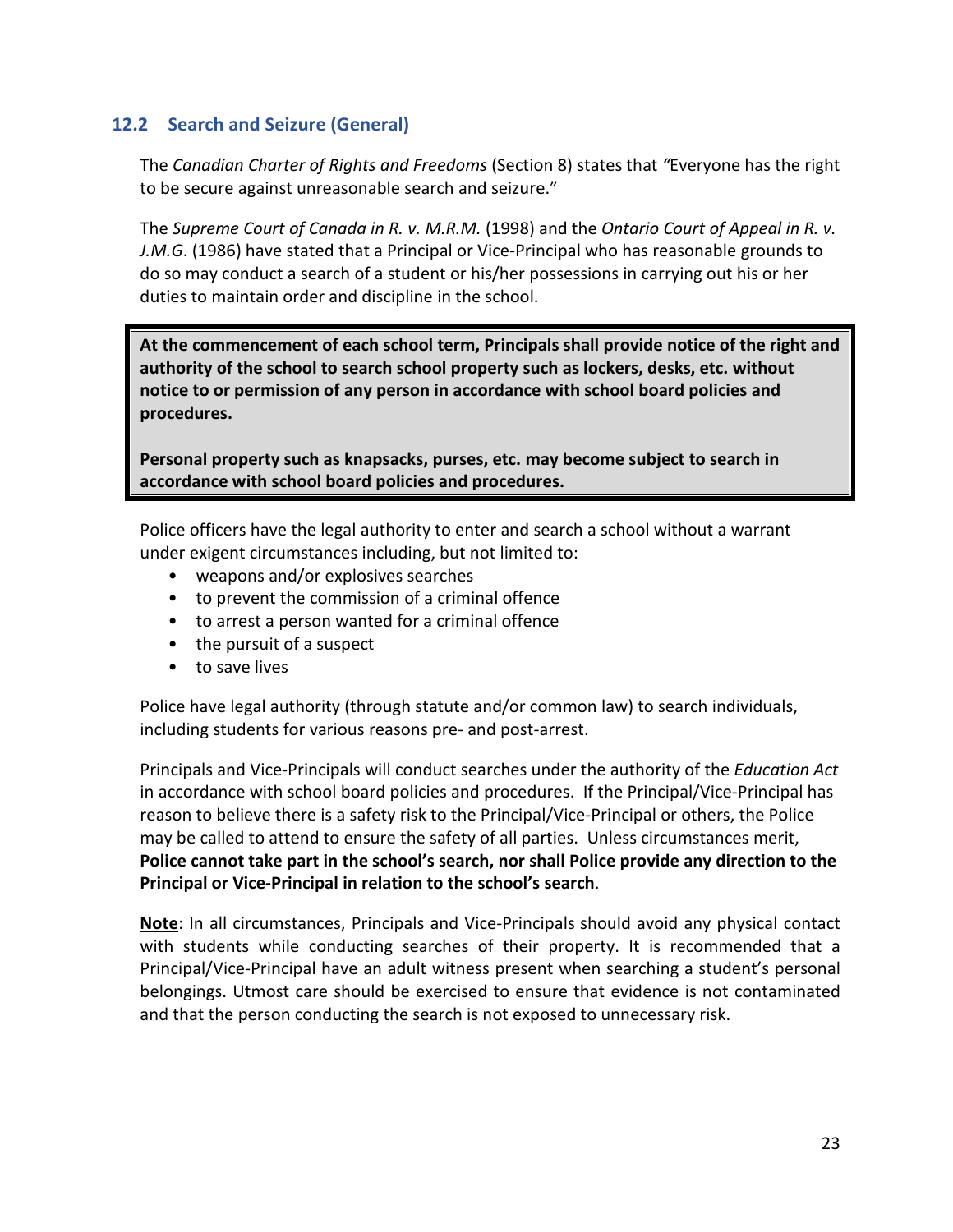### 12.2 Search and Seizure (General)

The *Canadian Charter of Rights and Freedoms* (Section 8) states that *"*Everyone has the right to be secure against unreasonable search and seizure."

The *Supreme Court of Canada in R. v. M.R.M.* (1998) and the *Ontario Court of Appeal in R. v. J.M.G*. (1986) have stated that a Principal or Vice-Principal who has reasonable grounds to do so may conduct a search of a student or his/her possessions in carrying out his or her duties to maintain order and discipline in the school.

**At the commencement of each school term, Principals shall provide notice of the right and authority of the school to search school property such as lockers, desks, etc. without notice to or permission of any person in accordance with school board policies and procedures.**

**Personal property such as knapsacks, purses, etc. may become subject to search in accordance with school board policies and procedures.**

Police officers have the legal authority to enter and search a school without a warrant under exigent circumstances including, but not limited to:

- weapons and/or explosives searches
- to prevent the commission of a criminal offence
- to arrest a person wanted for a criminal offence
- the pursuit of a suspect
- to save lives

Police have legal authority (through statute and/or common law) to search individuals, including students for various reasons pre- and post-arrest.

Principals and Vice-Principals will conduct searches under the authority of the *Education Act* in accordance with school board policies and procedures. If the Principal/Vice-Principal has reason to believe there is a safety risk to the Principal/Vice-Principal or others, the Police may be called to attend to ensure the safety of all parties. Unless circumstances merit, **Police cannot take part in the school's search, nor shall Police provide any direction to the Principal or Vice-Principal in relation to the school's search**.

**Note**: In all circumstances, Principals and Vice-Principals should avoid any physical contact with students while conducting searches of their property. It is recommended that a Principal/Vice-Principal have an adult witness present when searching a student's personal belongings. Utmost care should be exercised to ensure that evidence is not contaminated and that the person conducting the search is not exposed to unnecessary risk.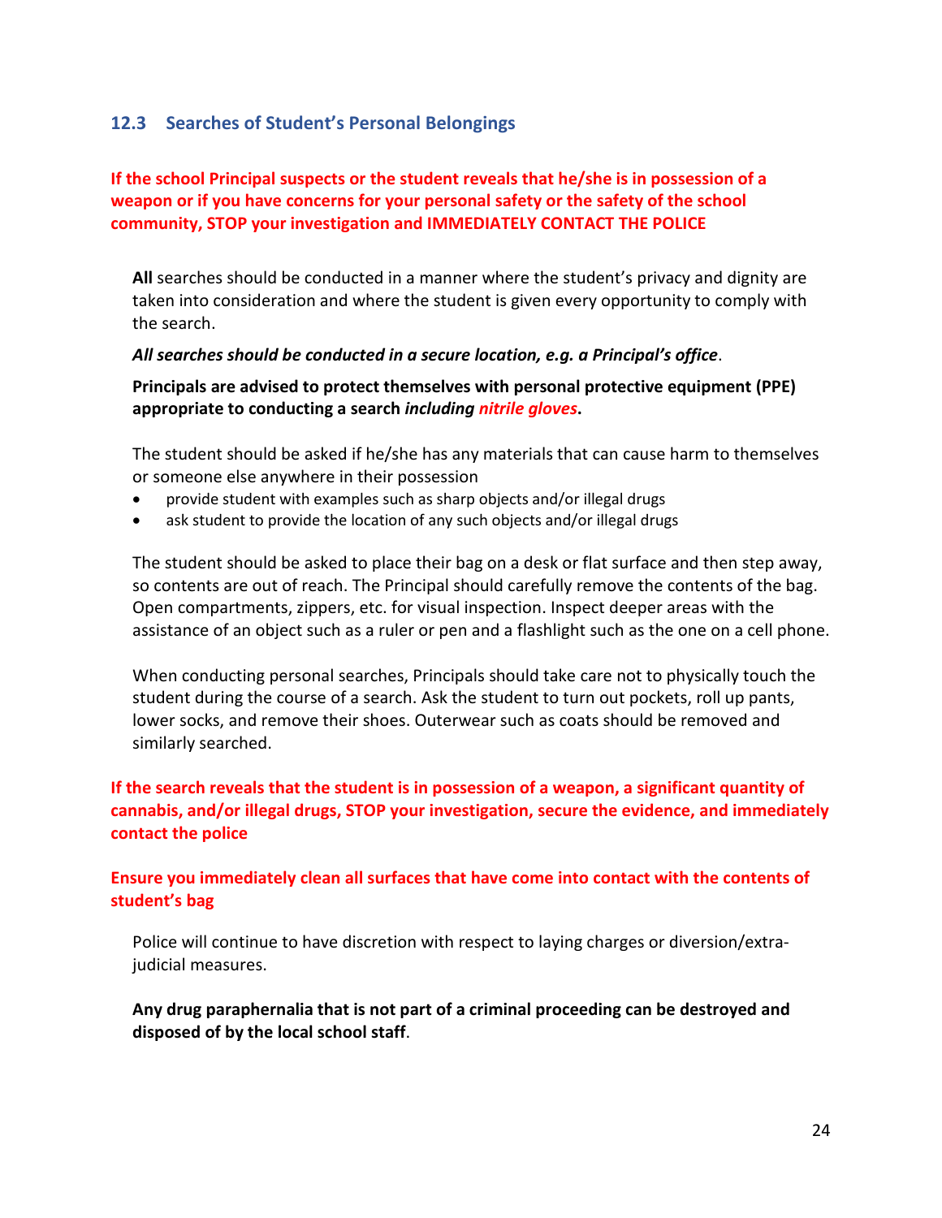### 12.3 Searches of Student's Personal Belongings

**If the school Principal suspects or the student reveals that he/she is in possession of a weapon or if you have concerns for your personal safety or the safety of the school community, STOP your investigation and IMMEDIATELY CONTACT THE POLICE**

**All** searches should be conducted in a manner where the student's privacy and dignity are taken into consideration and where the student is given every opportunity to comply with the search.

***All searches should be conducted in a secure location, e.g. a Principal's office***.

**Principals are advised to protect themselves with personal protective equipment (PPE) appropriate to conducting a search *including nitrile gloves*.**

The student should be asked if he/she has any materials that can cause harm to themselves or someone else anywhere in their possession

- provide student with examples such as sharp objects and/or illegal drugs
- ask student to provide the location of any such objects and/or illegal drugs

The student should be asked to place their bag on a desk or flat surface and then step away, so contents are out of reach. The Principal should carefully remove the contents of the bag. Open compartments, zippers, etc. for visual inspection. Inspect deeper areas with the assistance of an object such as a ruler or pen and a flashlight such as the one on a cell phone.

When conducting personal searches, Principals should take care not to physically touch the student during the course of a search. Ask the student to turn out pockets, roll up pants, lower socks, and remove their shoes. Outerwear such as coats should be removed and similarly searched.

**If the search reveals that the student is in possession of a weapon, a significant quantity of cannabis, and/or illegal drugs, STOP your investigation, secure the evidence, and immediately contact the police**

**Ensure you immediately clean all surfaces that have come into contact with the contents of student's bag**

Police will continue to have discretion with respect to laying charges or diversion/extra-judicial measures.

**Any drug paraphernalia that is not part of a criminal proceeding can be destroyed and disposed of by the local school staff**.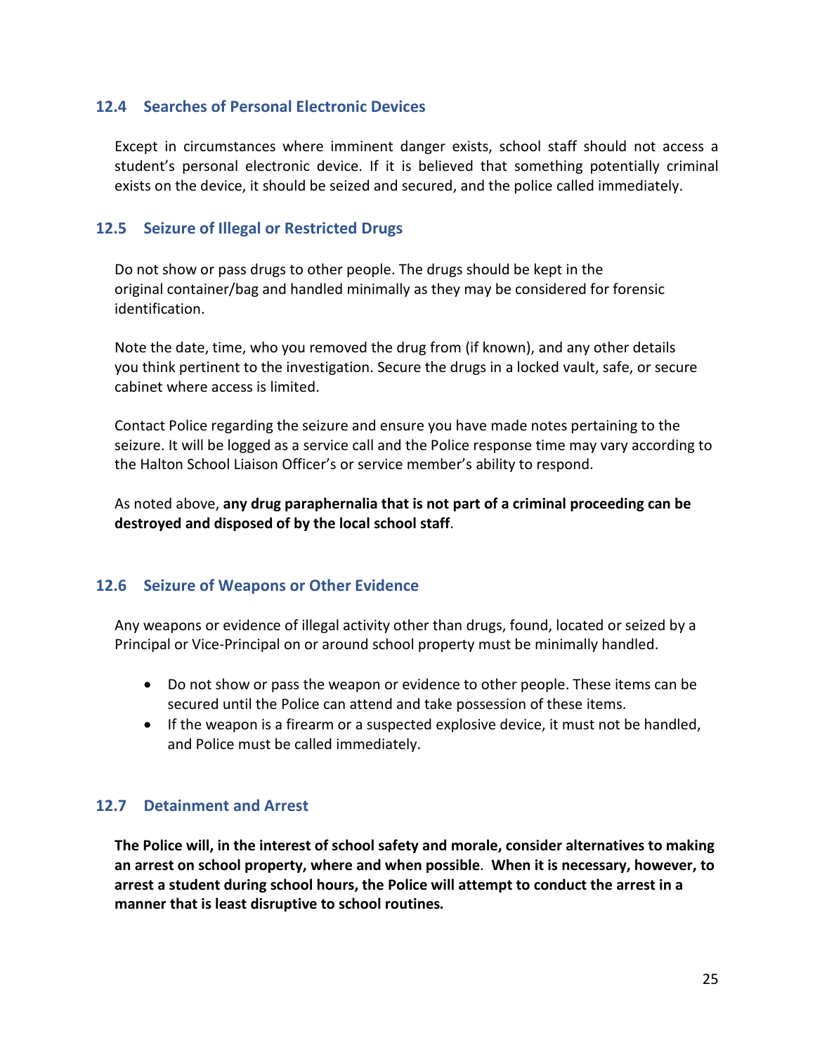### 12.4 Searches of Personal Electronic Devices

Except in circumstances where imminent danger exists, school staff should not access a student's personal electronic device. If it is believed that something potentially criminal exists on the device, it should be seized and secured, and the police called immediately.

### 12.5 Seizure of Illegal or Restricted Drugs

Do not show or pass drugs to other people. The drugs should be kept in the original container/bag and handled minimally as they may be considered for forensic identification.

Note the date, time, who you removed the drug from (if known), and any other details you think pertinent to the investigation. Secure the drugs in a locked vault, safe, or secure cabinet where access is limited.

Contact Police regarding the seizure and ensure you have made notes pertaining to the seizure. It will be logged as a service call and the Police response time may vary according to the Halton School Liaison Officer's or service member's ability to respond.

As noted above, **any drug paraphernalia that is not part of a criminal proceeding can be destroyed and disposed of by the local school staff**.

### 12.6 Seizure of Weapons or Other Evidence

Any weapons or evidence of illegal activity other than drugs, found, located or seized by a Principal or Vice-Principal on or around school property must be minimally handled.

- Do not show or pass the weapon or evidence to other people. These items can be secured until the Police can attend and take possession of these items.
- If the weapon is a firearm or a suspected explosive device, it must not be handled, and Police must be called immediately.

### 12.7 Detainment and Arrest

**The Police will, in the interest of school safety and morale, consider alternatives to making an arrest on school property, where and when possible. When it is necessary, however, to arrest a student during school hours, the Police will attempt to conduct the arrest in a manner that is least disruptive to school routines.**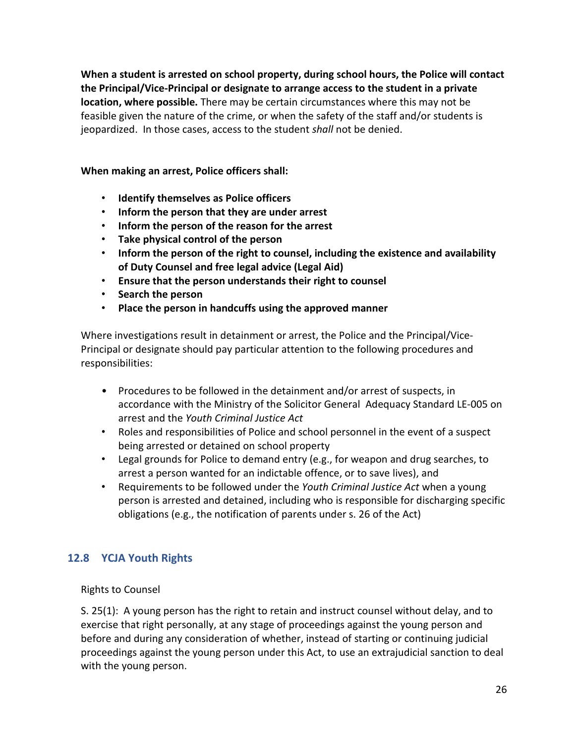**When a student is arrested on school property, during school hours, the Police will contact the Principal/Vice-Principal or designate to arrange access to the student in a private location, where possible.** There may be certain circumstances where this may not be feasible given the nature of the crime, or when the safety of the staff and/or students is jeopardized. In those cases, access to the student *shall* not be denied.

**When making an arrest, Police officers shall:**

- **Identify themselves as Police officers**
- **Inform the person that they are under arrest**
- **Inform the person of the reason for the arrest**
- **Take physical control of the person**
- **Inform the person of the right to counsel, including the existence and availability of Duty Counsel and free legal advice (Legal Aid)**
- **Ensure that the person understands their right to counsel**
- **Search the person**
- **Place the person in handcuffs using the approved manner**

Where investigations result in detainment or arrest, the Police and the Principal/Vice-Principal or designate should pay particular attention to the following procedures and responsibilities:

- Procedures to be followed in the detainment and/or arrest of suspects, in accordance with the Ministry of the Solicitor General Adequacy Standard LE-005 on arrest and the *Youth Criminal Justice Act*
- Roles and responsibilities of Police and school personnel in the event of a suspect being arrested or detained on school property
- Legal grounds for Police to demand entry (e.g., for weapon and drug searches, to arrest a person wanted for an indictable offence, or to save lives), and
- Requirements to be followed under the *Youth Criminal Justice Act* when a young person is arrested and detained, including who is responsible for discharging specific obligations (e.g., the notification of parents under s. 26 of the Act)

## 12.8 YCJA Youth Rights

Rights to Counsel

S. 25(1): A young person has the right to retain and instruct counsel without delay, and to exercise that right personally, at any stage of proceedings against the young person and before and during any consideration of whether, instead of starting or continuing judicial proceedings against the young person under this Act, to use an extrajudicial sanction to deal with the young person.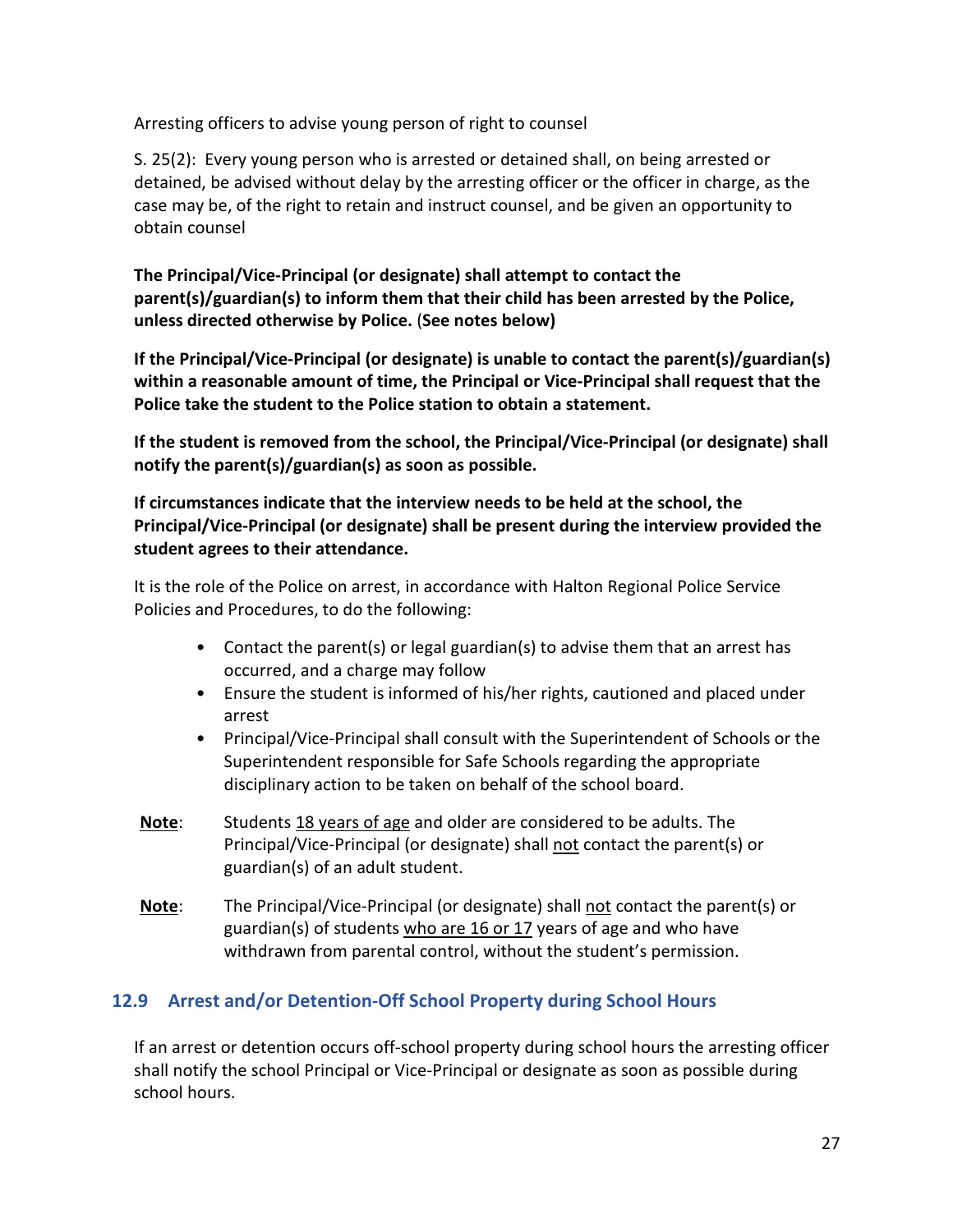Arresting officers to advise young person of right to counsel

S. 25(2): Every young person who is arrested or detained shall, on being arrested or detained, be advised without delay by the arresting officer or the officer in charge, as the case may be, of the right to retain and instruct counsel, and be given an opportunity to obtain counsel

**The Principal/Vice-Principal (or designate) shall attempt to contact the parent(s)/guardian(s) to inform them that their child has been arrested by the Police, unless directed otherwise by Police.** (**See notes below)**

**If the Principal/Vice-Principal (or designate) is unable to contact the parent(s)/guardian(s) within a reasonable amount of time, the Principal or Vice-Principal shall request that the Police take the student to the Police station to obtain a statement.**

**If the student is removed from the school, the Principal/Vice-Principal (or designate) shall notify the parent(s)/guardian(s) as soon as possible.**

**If circumstances indicate that the interview needs to be held at the school, the Principal/Vice-Principal (or designate) shall be present during the interview provided the student agrees to their attendance.**

It is the role of the Police on arrest, in accordance with Halton Regional Police Service Policies and Procedures, to do the following:

- Contact the parent(s) or legal guardian(s) to advise them that an arrest has occurred, and a charge may follow
- Ensure the student is informed of his/her rights, cautioned and placed under arrest
- Principal/Vice-Principal shall consult with the Superintendent of Schools or the Superintendent responsible for Safe Schools regarding the appropriate disciplinary action to be taken on behalf of the school board.

**Note**: Students 18 years of age and older are considered to be adults. The Principal/Vice-Principal (or designate) shall not contact the parent(s) or guardian(s) of an adult student.

**Note**: The Principal/Vice-Principal (or designate) shall not contact the parent(s) or guardian(s) of students who are 16 or 17 years of age and who have withdrawn from parental control, without the student's permission.

## 12.9 Arrest and/or Detention-Off School Property during School Hours

If an arrest or detention occurs off-school property during school hours the arresting officer shall notify the school Principal or Vice-Principal or designate as soon as possible during school hours.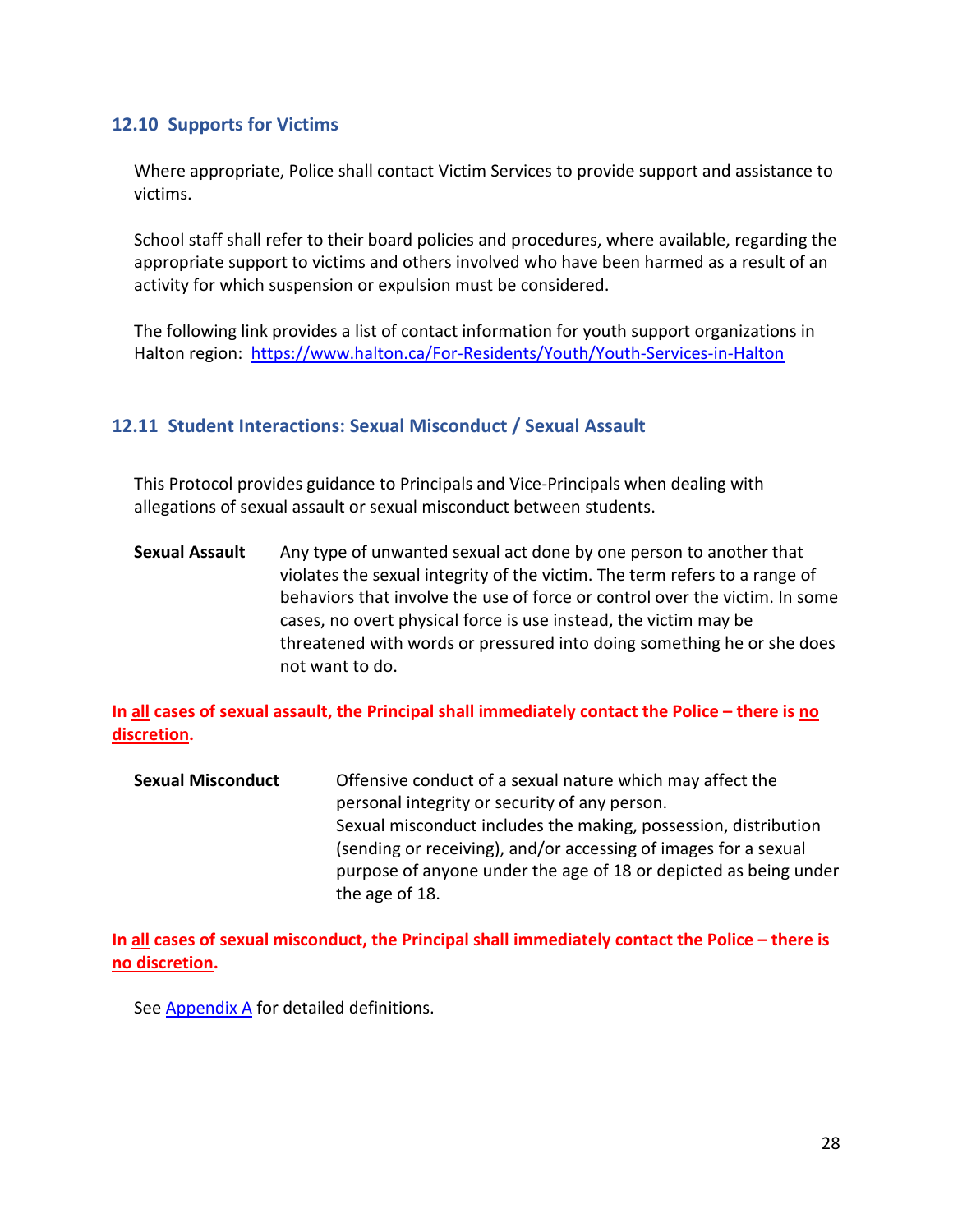### 12.10 Supports for Victims

Where appropriate, Police shall contact Victim Services to provide support and assistance to victims.

School staff shall refer to their board policies and procedures, where available, regarding the appropriate support to victims and others involved who have been harmed as a result of an activity for which suspension or expulsion must be considered.

The following link provides a list of contact information for youth support organizations in Halton region: [https://www.halton.ca/For-Residents/Youth/Youth-Services-in-Halton](https://www.halton.ca/For-Residents/Youth/Youth-Services-in-Halton)

### 12.11 Student Interactions: Sexual Misconduct / Sexual Assault

This Protocol provides guidance to Principals and Vice-Principals when dealing with allegations of sexual assault or sexual misconduct between students.

**Sexual Assault** Any type of unwanted sexual act done by one person to another that violates the sexual integrity of the victim. The term refers to a range of behaviors that involve the use of force or control over the victim. In some cases, no overt physical force is use instead, the victim may be threatened with words or pressured into doing something he or she does not want to do.

**In <u>all</u> cases of sexual assault, the Principal shall immediately contact the Police – there is <u>no discretion</u>.**

**Sexual Misconduct** Offensive conduct of a sexual nature which may affect the personal integrity or security of any person.
Sexual misconduct includes the making, possession, distribution (sending or receiving), and/or accessing of images for a sexual purpose of anyone under the age of 18 or depicted as being under the age of 18.

**In <u>all</u> cases of sexual misconduct, the Principal shall immediately contact the Police – there is <u>no discretion</u>.**

See Appendix A for detailed definitions.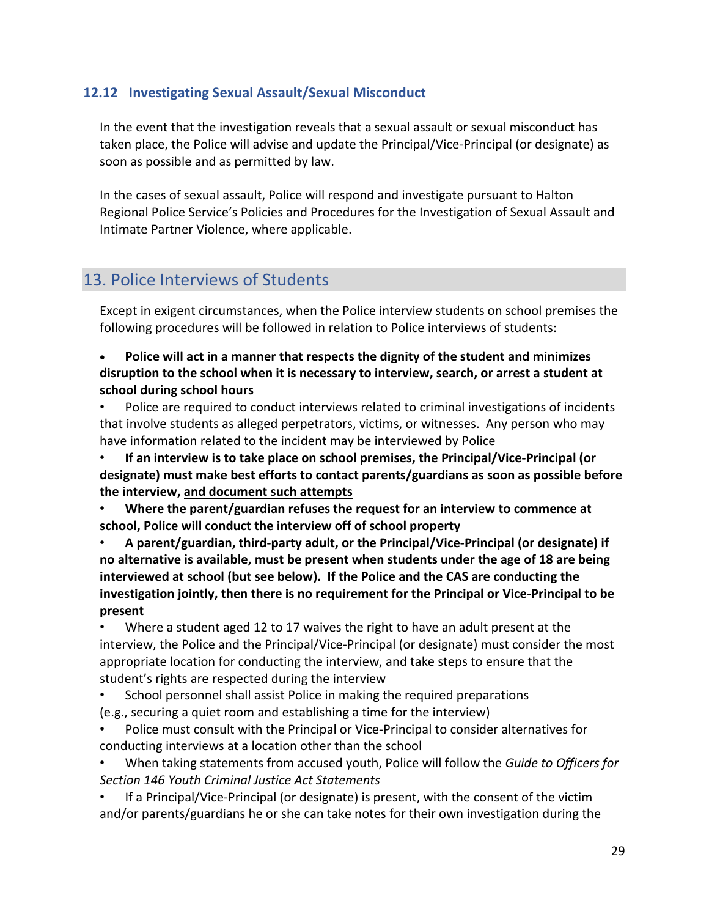### 12.12 Investigating Sexual Assault/Sexual Misconduct

In the event that the investigation reveals that a sexual assault or sexual misconduct has taken place, the Police will advise and update the Principal/Vice-Principal (or designate) as soon as possible and as permitted by law.

In the cases of sexual assault, Police will respond and investigate pursuant to Halton Regional Police Service's Policies and Procedures for the Investigation of Sexual Assault and Intimate Partner Violence, where applicable.

## 13. Police Interviews of Students

Except in exigent circumstances, when the Police interview students on school premises the following procedures will be followed in relation to Police interviews of students:

- **Police will act in a manner that respects the dignity of the student and minimizes disruption to the school when it is necessary to interview, search, or arrest a student at school during school hours**
- Police are required to conduct interviews related to criminal investigations of incidents that involve students as alleged perpetrators, victims, or witnesses. Any person who may have information related to the incident may be interviewed by Police
- **If an interview is to take place on school premises, the Principal/Vice-Principal (or designate) must make best efforts to contact parents/guardians as soon as possible before the interview, <u>and document such attempts</u>**
- **Where the parent/guardian refuses the request for an interview to commence at school, Police will conduct the interview off of school property**
- **A parent/guardian, third-party adult, or the Principal/Vice-Principal (or designate) if no alternative is available, must be present when students under the age of 18 are being interviewed at school (but see below). If the Police and the CAS are conducting the investigation jointly, then there is no requirement for the Principal or Vice-Principal to be present**
- Where a student aged 12 to 17 waives the right to have an adult present at the interview, the Police and the Principal/Vice-Principal (or designate) must consider the most appropriate location for conducting the interview, and take steps to ensure that the student's rights are respected during the interview
- School personnel shall assist Police in making the required preparations (e.g., securing a quiet room and establishing a time for the interview)
- Police must consult with the Principal or Vice-Principal to consider alternatives for conducting interviews at a location other than the school
- When taking statements from accused youth, Police will follow the *Guide to Officers for Section 146 Youth Criminal Justice Act Statements*
- If a Principal/Vice-Principal (or designate) is present, with the consent of the victim and/or parents/guardians he or she can take notes for their own investigation during the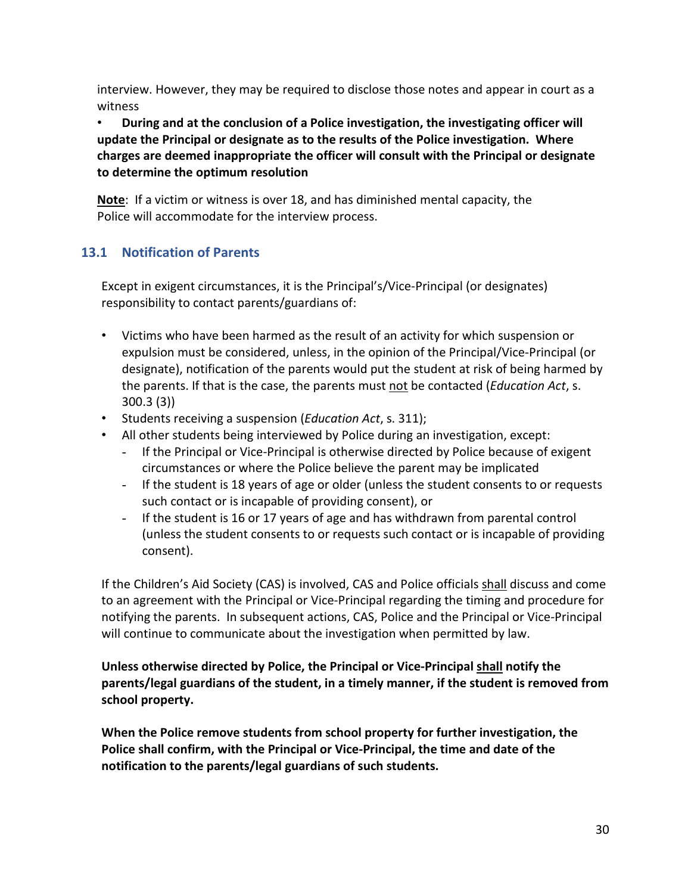interview. However, they may be required to disclose those notes and appear in court as a witness

- **During and at the conclusion of a Police investigation, the investigating officer will update the Principal or designate as to the results of the Police investigation. Where charges are deemed inappropriate the officer will consult with the Principal or designate to determine the optimum resolution**

**<u>Note</u>**: If a victim or witness is over 18, and has diminished mental capacity, the Police will accommodate for the interview process.

### 13.1 Notification of Parents

Except in exigent circumstances, it is the Principal's/Vice-Principal (or designates) responsibility to contact parents/guardians of:

- Victims who have been harmed as the result of an activity for which suspension or expulsion must be considered, unless, in the opinion of the Principal/Vice-Principal (or designate), notification of the parents would put the student at risk of being harmed by the parents. If that is the case, the parents must <u>not</u> be contacted (*Education Act*, s. 300.3 (3))
- Students receiving a suspension (*Education Act*, s. 311);
- All other students being interviewed by Police during an investigation, except:
  - If the Principal or Vice-Principal is otherwise directed by Police because of exigent circumstances or where the Police believe the parent may be implicated
  - If the student is 18 years of age or older (unless the student consents to or requests such contact or is incapable of providing consent), or
  - If the student is 16 or 17 years of age and has withdrawn from parental control (unless the student consents to or requests such contact or is incapable of providing consent).

If the Children's Aid Society (CAS) is involved, CAS and Police officials <u>shall</u> discuss and come to an agreement with the Principal or Vice-Principal regarding the timing and procedure for notifying the parents. In subsequent actions, CAS, Police and the Principal or Vice-Principal will continue to communicate about the investigation when permitted by law.

**Unless otherwise directed by Police, the Principal or Vice-Principal <u>shall</u> notify the parents/legal guardians of the student, in a timely manner, if the student is removed from school property.**

**When the Police remove students from school property for further investigation, the Police shall confirm, with the Principal or Vice-Principal, the time and date of the notification to the parents/legal guardians of such students.**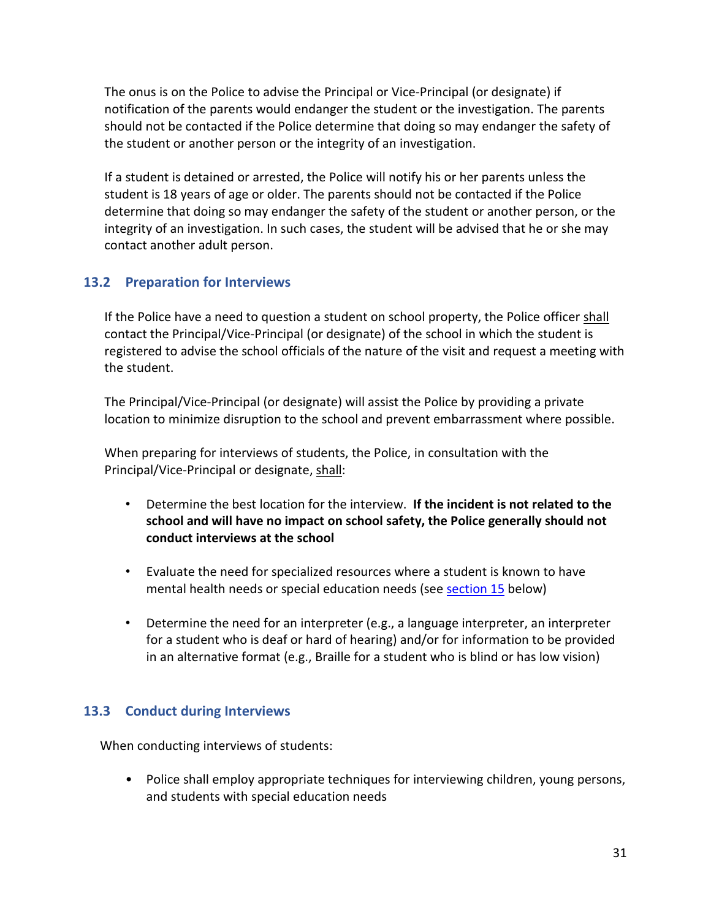The onus is on the Police to advise the Principal or Vice-Principal (or designate) if notification of the parents would endanger the student or the investigation. The parents should not be contacted if the Police determine that doing so may endanger the safety of the student or another person or the integrity of an investigation.

If a student is detained or arrested, the Police will notify his or her parents unless the student is 18 years of age or older. The parents should not be contacted if the Police determine that doing so may endanger the safety of the student or another person, or the integrity of an investigation. In such cases, the student will be advised that he or she may contact another adult person.

### 13.2 Preparation for Interviews

If the Police have a need to question a student on school property, the Police officer shall contact the Principal/Vice-Principal (or designate) of the school in which the student is registered to advise the school officials of the nature of the visit and request a meeting with the student.

The Principal/Vice-Principal (or designate) will assist the Police by providing a private location to minimize disruption to the school and prevent embarrassment where possible.

When preparing for interviews of students, the Police, in consultation with the Principal/Vice-Principal or designate, shall:

- Determine the best location for the interview. **If the incident is not related to the school and will have no impact on school safety, the Police generally should not conduct interviews at the school**
- Evaluate the need for specialized resources where a student is known to have mental health needs or special education needs (see section 15 below)
- Determine the need for an interpreter (e.g., a language interpreter, an interpreter for a student who is deaf or hard of hearing) and/or for information to be provided in an alternative format (e.g., Braille for a student who is blind or has low vision)

### 13.3 Conduct during Interviews

When conducting interviews of students:

- Police shall employ appropriate techniques for interviewing children, young persons, and students with special education needs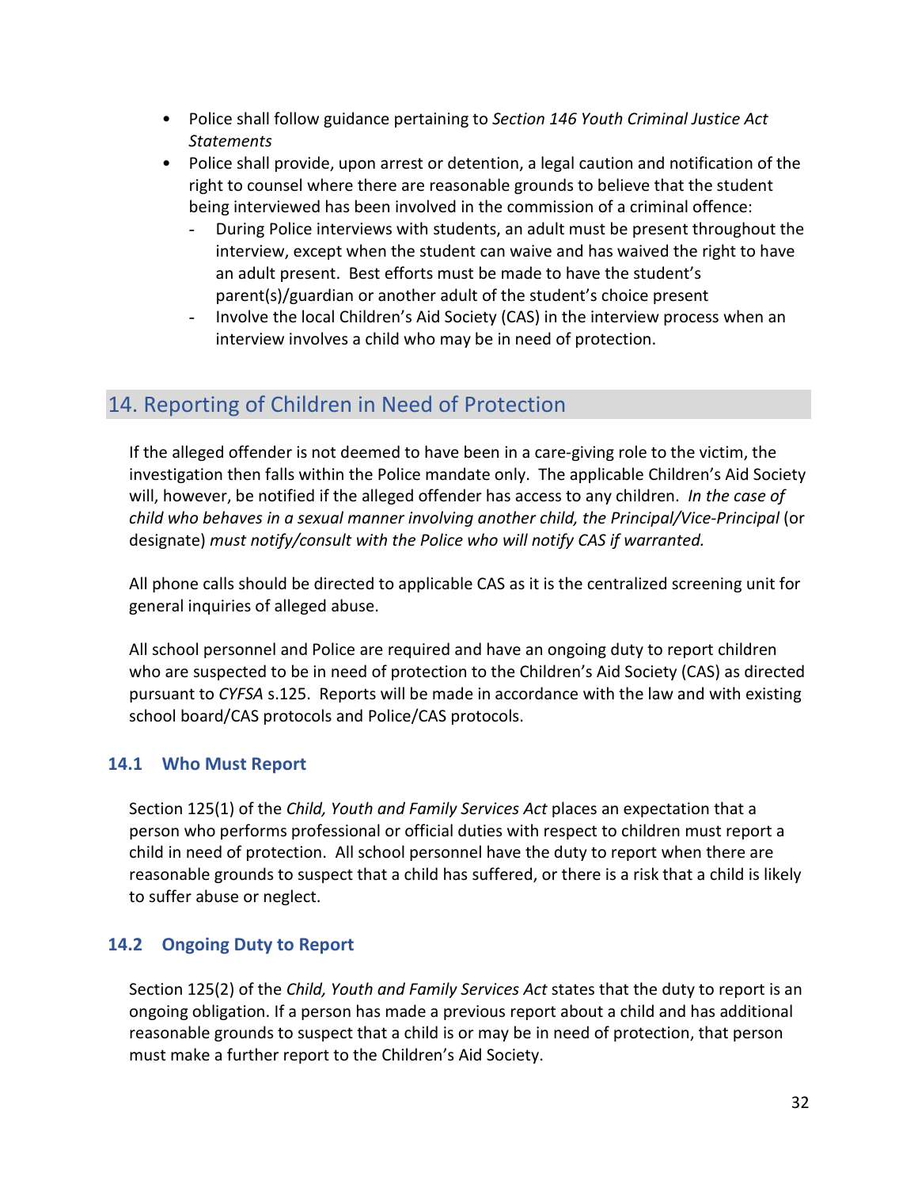- Police shall follow guidance pertaining to *Section 146 Youth Criminal Justice Act Statements*
- Police shall provide, upon arrest or detention, a legal caution and notification of the right to counsel where there are reasonable grounds to believe that the student being interviewed has been involved in the commission of a criminal offence:
  - During Police interviews with students, an adult must be present throughout the interview, except when the student can waive and has waived the right to have an adult present. Best efforts must be made to have the student's parent(s)/guardian or another adult of the student's choice present
  - Involve the local Children's Aid Society (CAS) in the interview process when an interview involves a child who may be in need of protection.

## 14. Reporting of Children in Need of Protection

If the alleged offender is not deemed to have been in a care-giving role to the victim, the investigation then falls within the Police mandate only. The applicable Children's Aid Society will, however, be notified if the alleged offender has access to any children. *In the case of child who behaves in a sexual manner involving another child, the Principal/Vice-Principal* (or designate) *must notify/consult with the Police who will notify CAS if warranted.*

All phone calls should be directed to applicable CAS as it is the centralized screening unit for general inquiries of alleged abuse.

All school personnel and Police are required and have an ongoing duty to report children who are suspected to be in need of protection to the Children's Aid Society (CAS) as directed pursuant to *CYFSA* s.125. Reports will be made in accordance with the law and with existing school board/CAS protocols and Police/CAS protocols.

### 14.1 Who Must Report

Section 125(1) of the *Child, Youth and Family Services Act* places an expectation that a person who performs professional or official duties with respect to children must report a child in need of protection. All school personnel have the duty to report when there are reasonable grounds to suspect that a child has suffered, or there is a risk that a child is likely to suffer abuse or neglect.

### 14.2 Ongoing Duty to Report

Section 125(2) of the *Child, Youth and Family Services Act* states that the duty to report is an ongoing obligation. If a person has made a previous report about a child and has additional reasonable grounds to suspect that a child is or may be in need of protection, that person must make a further report to the Children's Aid Society.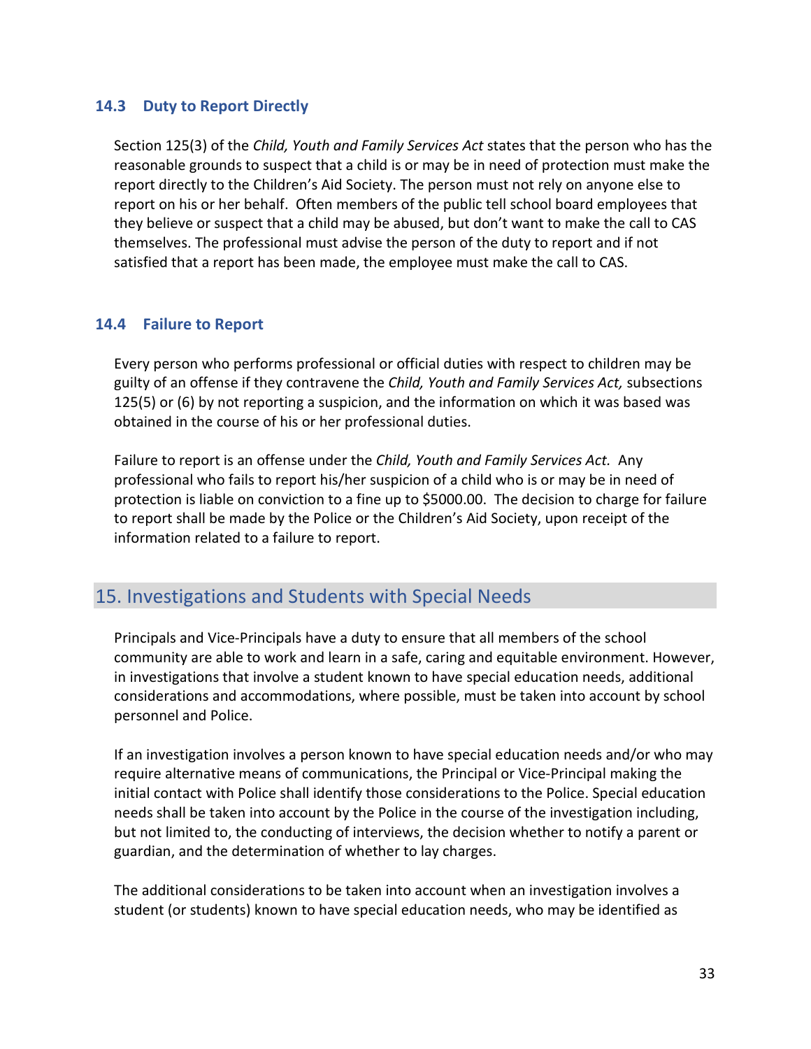### 14.3 Duty to Report Directly

Section 125(3) of the *Child, Youth and Family Services Act* states that the person who has the reasonable grounds to suspect that a child is or may be in need of protection must make the report directly to the Children's Aid Society. The person must not rely on anyone else to report on his or her behalf. Often members of the public tell school board employees that they believe or suspect that a child may be abused, but don't want to make the call to CAS themselves. The professional must advise the person of the duty to report and if not satisfied that a report has been made, the employee must make the call to CAS.

### 14.4 Failure to Report

Every person who performs professional or official duties with respect to children may be guilty of an offense if they contravene the *Child, Youth and Family Services Act,* subsections 125(5) or (6) by not reporting a suspicion, and the information on which it was based was obtained in the course of his or her professional duties.

Failure to report is an offense under the *Child, Youth and Family Services Act.* Any professional who fails to report his/her suspicion of a child who is or may be in need of protection is liable on conviction to a fine up to $5000.00. The decision to charge for failure to report shall be made by the Police or the Children's Aid Society, upon receipt of the information related to a failure to report.

## 15. Investigations and Students with Special Needs

Principals and Vice-Principals have a duty to ensure that all members of the school community are able to work and learn in a safe, caring and equitable environment. However, in investigations that involve a student known to have special education needs, additional considerations and accommodations, where possible, must be taken into account by school personnel and Police.

If an investigation involves a person known to have special education needs and/or who may require alternative means of communications, the Principal or Vice-Principal making the initial contact with Police shall identify those considerations to the Police. Special education needs shall be taken into account by the Police in the course of the investigation including, but not limited to, the conducting of interviews, the decision whether to notify a parent or guardian, and the determination of whether to lay charges.

The additional considerations to be taken into account when an investigation involves a student (or students) known to have special education needs, who may be identified as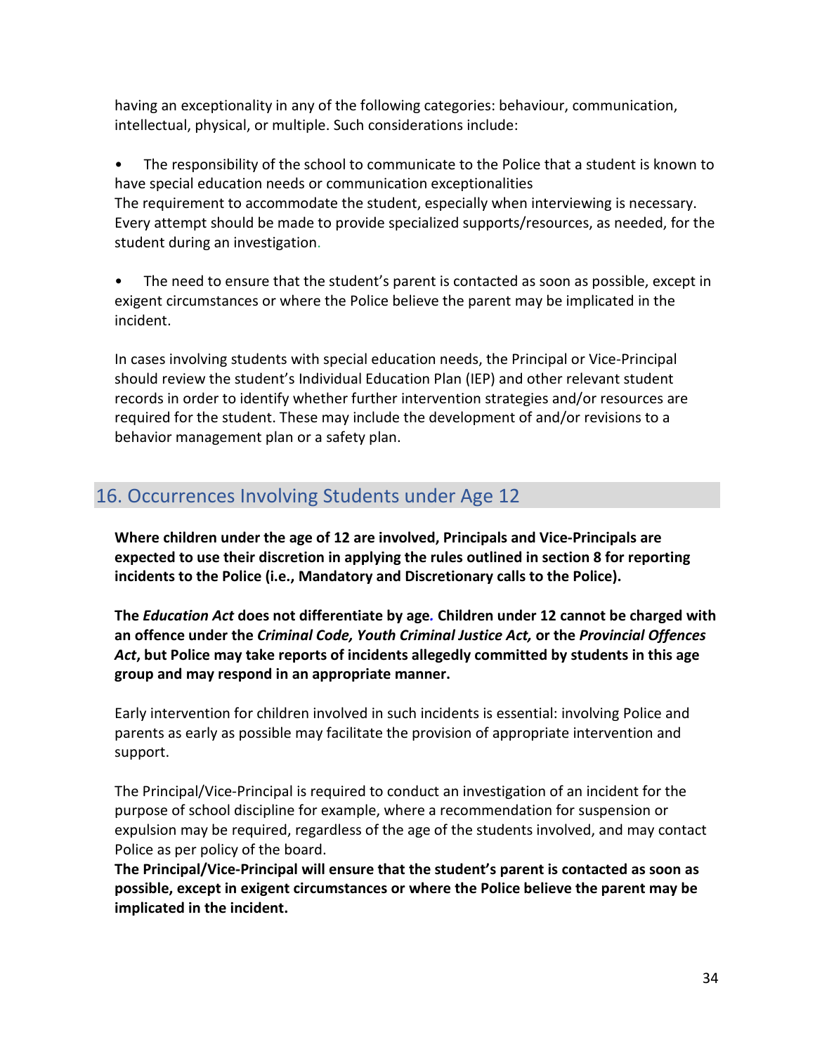having an exceptionality in any of the following categories: behaviour, communication, intellectual, physical, or multiple. Such considerations include:

- The responsibility of the school to communicate to the Police that a student is known to have special education needs or communication exceptionalities
The requirement to accommodate the student, especially when interviewing is necessary. Every attempt should be made to provide specialized supports/resources, as needed, for the student during an investigation.

- The need to ensure that the student's parent is contacted as soon as possible, except in exigent circumstances or where the Police believe the parent may be implicated in the incident.

In cases involving students with special education needs, the Principal or Vice-Principal should review the student's Individual Education Plan (IEP) and other relevant student records in order to identify whether further intervention strategies and/or resources are required for the student. These may include the development of and/or revisions to a behavior management plan or a safety plan.

## 16. Occurrences Involving Students under Age 12

**Where children under the age of 12 are involved, Principals and Vice-Principals are expected to use their discretion in applying the rules outlined in section 8 for reporting incidents to the Police (i.e., Mandatory and Discretionary calls to the Police).**

**The *Education Act* does not differentiate by age. Children under 12 cannot be charged with an offence under the *Criminal Code, Youth Criminal Justice Act,* or the *Provincial Offences Act*, but Police may take reports of incidents allegedly committed by students in this age group and may respond in an appropriate manner.**

Early intervention for children involved in such incidents is essential: involving Police and parents as early as possible may facilitate the provision of appropriate intervention and support.

The Principal/Vice-Principal is required to conduct an investigation of an incident for the purpose of school discipline for example, where a recommendation for suspension or expulsion may be required, regardless of the age of the students involved, and may contact Police as per policy of the board.
**The Principal/Vice-Principal will ensure that the student's parent is contacted as soon as possible, except in exigent circumstances or where the Police believe the parent may be implicated in the incident.**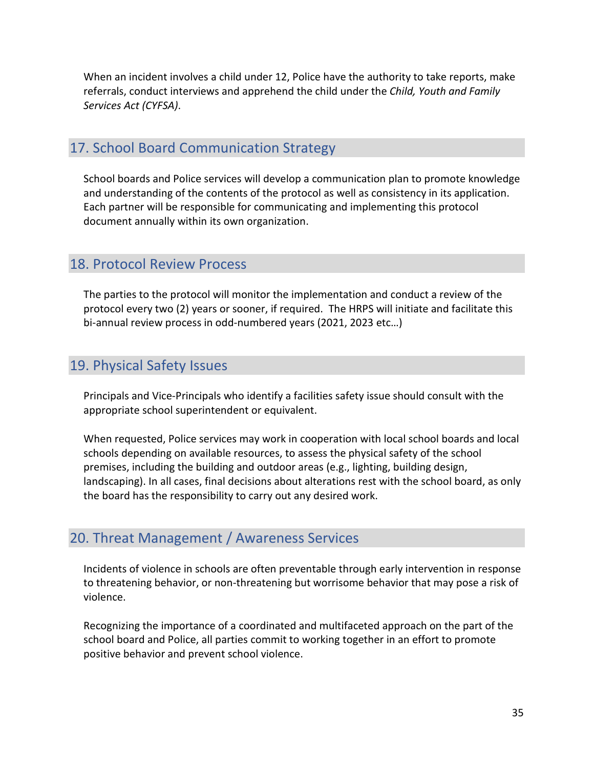When an incident involves a child under 12, Police have the authority to take reports, make referrals, conduct interviews and apprehend the child under the *Child, Youth and Family Services Act (CYFSA)*.

## 17. School Board Communication Strategy

School boards and Police services will develop a communication plan to promote knowledge and understanding of the contents of the protocol as well as consistency in its application. Each partner will be responsible for communicating and implementing this protocol document annually within its own organization.

## 18. Protocol Review Process

The parties to the protocol will monitor the implementation and conduct a review of the protocol every two (2) years or sooner, if required. The HRPS will initiate and facilitate this bi-annual review process in odd-numbered years (2021, 2023 etc…)

## 19. Physical Safety Issues

Principals and Vice-Principals who identify a facilities safety issue should consult with the appropriate school superintendent or equivalent.

When requested, Police services may work in cooperation with local school boards and local schools depending on available resources, to assess the physical safety of the school premises, including the building and outdoor areas (e.g., lighting, building design, landscaping). In all cases, final decisions about alterations rest with the school board, as only the board has the responsibility to carry out any desired work.

## 20. Threat Management / Awareness Services

Incidents of violence in schools are often preventable through early intervention in response to threatening behavior, or non-threatening but worrisome behavior that may pose a risk of violence.

Recognizing the importance of a coordinated and multifaceted approach on the part of the school board and Police, all parties commit to working together in an effort to promote positive behavior and prevent school violence.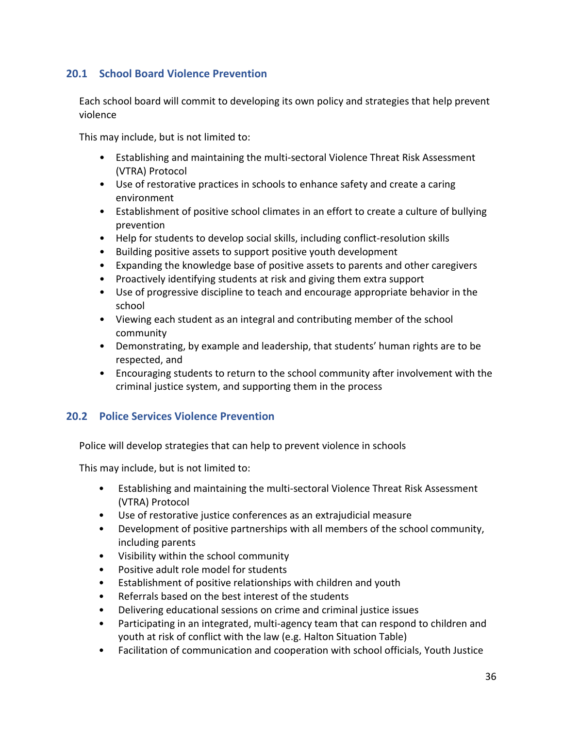## 20.1 School Board Violence Prevention

Each school board will commit to developing its own policy and strategies that help prevent violence

This may include, but is not limited to:

- Establishing and maintaining the multi-sectoral Violence Threat Risk Assessment (VTRA) Protocol
- Use of restorative practices in schools to enhance safety and create a caring environment
- Establishment of positive school climates in an effort to create a culture of bullying prevention
- Help for students to develop social skills, including conflict-resolution skills
- Building positive assets to support positive youth development
- Expanding the knowledge base of positive assets to parents and other caregivers
- Proactively identifying students at risk and giving them extra support
- Use of progressive discipline to teach and encourage appropriate behavior in the school
- Viewing each student as an integral and contributing member of the school community
- Demonstrating, by example and leadership, that students' human rights are to be respected, and
- Encouraging students to return to the school community after involvement with the criminal justice system, and supporting them in the process

## 20.2 Police Services Violence Prevention

Police will develop strategies that can help to prevent violence in schools

This may include, but is not limited to:

- Establishing and maintaining the multi-sectoral Violence Threat Risk Assessment (VTRA) Protocol
- Use of restorative justice conferences as an extrajudicial measure
- Development of positive partnerships with all members of the school community, including parents
- Visibility within the school community
- Positive adult role model for students
- Establishment of positive relationships with children and youth
- Referrals based on the best interest of the students
- Delivering educational sessions on crime and criminal justice issues
- Participating in an integrated, multi-agency team that can respond to children and youth at risk of conflict with the law (e.g. Halton Situation Table)
- Facilitation of communication and cooperation with school officials, Youth Justice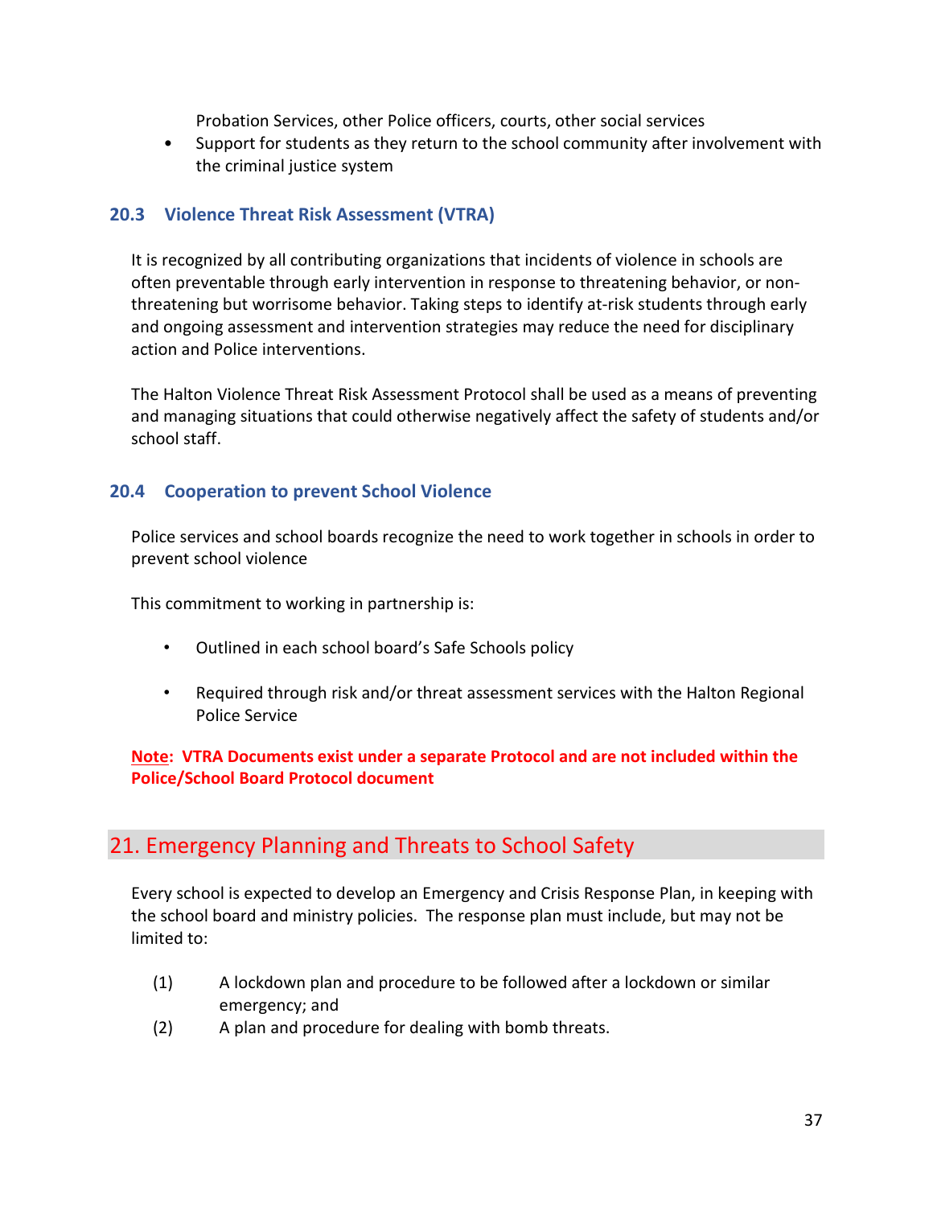Probation Services, other Police officers, courts, other social services

- Support for students as they return to the school community after involvement with the criminal justice system

### 20.3 Violence Threat Risk Assessment (VTRA)

It is recognized by all contributing organizations that incidents of violence in schools are often preventable through early intervention in response to threatening behavior, or non-threatening but worrisome behavior. Taking steps to identify at-risk students through early and ongoing assessment and intervention strategies may reduce the need for disciplinary action and Police interventions.

The Halton Violence Threat Risk Assessment Protocol shall be used as a means of preventing and managing situations that could otherwise negatively affect the safety of students and/or school staff.

### 20.4 Cooperation to prevent School Violence

Police services and school boards recognize the need to work together in schools in order to prevent school violence

This commitment to working in partnership is:

- Outlined in each school board's Safe Schools policy
- Required through risk and/or threat assessment services with the Halton Regional Police Service

**Note: VTRA Documents exist under a separate Protocol and are not included within the Police/School Board Protocol document**

## 21. Emergency Planning and Threats to School Safety

Every school is expected to develop an Emergency and Crisis Response Plan, in keeping with the school board and ministry policies. The response plan must include, but may not be limited to:

(1) A lockdown plan and procedure to be followed after a lockdown or similar emergency; and

(2) A plan and procedure for dealing with bomb threats.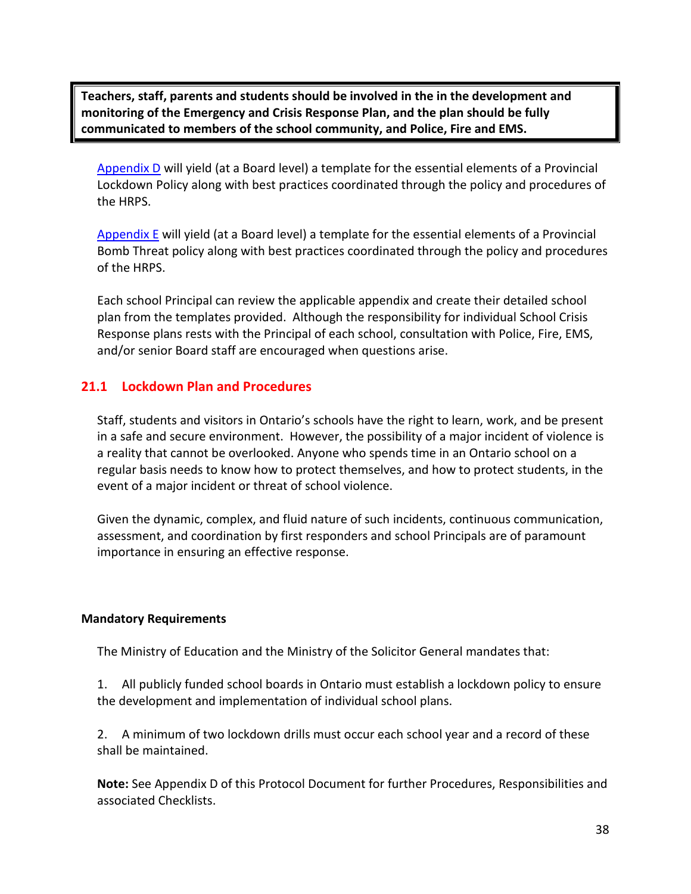**Teachers, staff, parents and students should be involved in the in the development and monitoring of the Emergency and Crisis Response Plan, and the plan should be fully communicated to members of the school community, and Police, Fire and EMS.**

Appendix D will yield (at a Board level) a template for the essential elements of a Provincial Lockdown Policy along with best practices coordinated through the policy and procedures of the HRPS.

Appendix E will yield (at a Board level) a template for the essential elements of a Provincial Bomb Threat policy along with best practices coordinated through the policy and procedures of the HRPS.

Each school Principal can review the applicable appendix and create their detailed school plan from the templates provided. Although the responsibility for individual School Crisis Response plans rests with the Principal of each school, consultation with Police, Fire, EMS, and/or senior Board staff are encouraged when questions arise.

## 21.1 Lockdown Plan and Procedures

Staff, students and visitors in Ontario's schools have the right to learn, work, and be present in a safe and secure environment. However, the possibility of a major incident of violence is a reality that cannot be overlooked. Anyone who spends time in an Ontario school on a regular basis needs to know how to protect themselves, and how to protect students, in the event of a major incident or threat of school violence.

Given the dynamic, complex, and fluid nature of such incidents, continuous communication, assessment, and coordination by first responders and school Principals are of paramount importance in ensuring an effective response.

**Mandatory Requirements**

The Ministry of Education and the Ministry of the Solicitor General mandates that:

1. All publicly funded school boards in Ontario must establish a lockdown policy to ensure the development and implementation of individual school plans.

2. A minimum of two lockdown drills must occur each school year and a record of these shall be maintained.

**Note:** See Appendix D of this Protocol Document for further Procedures, Responsibilities and associated Checklists.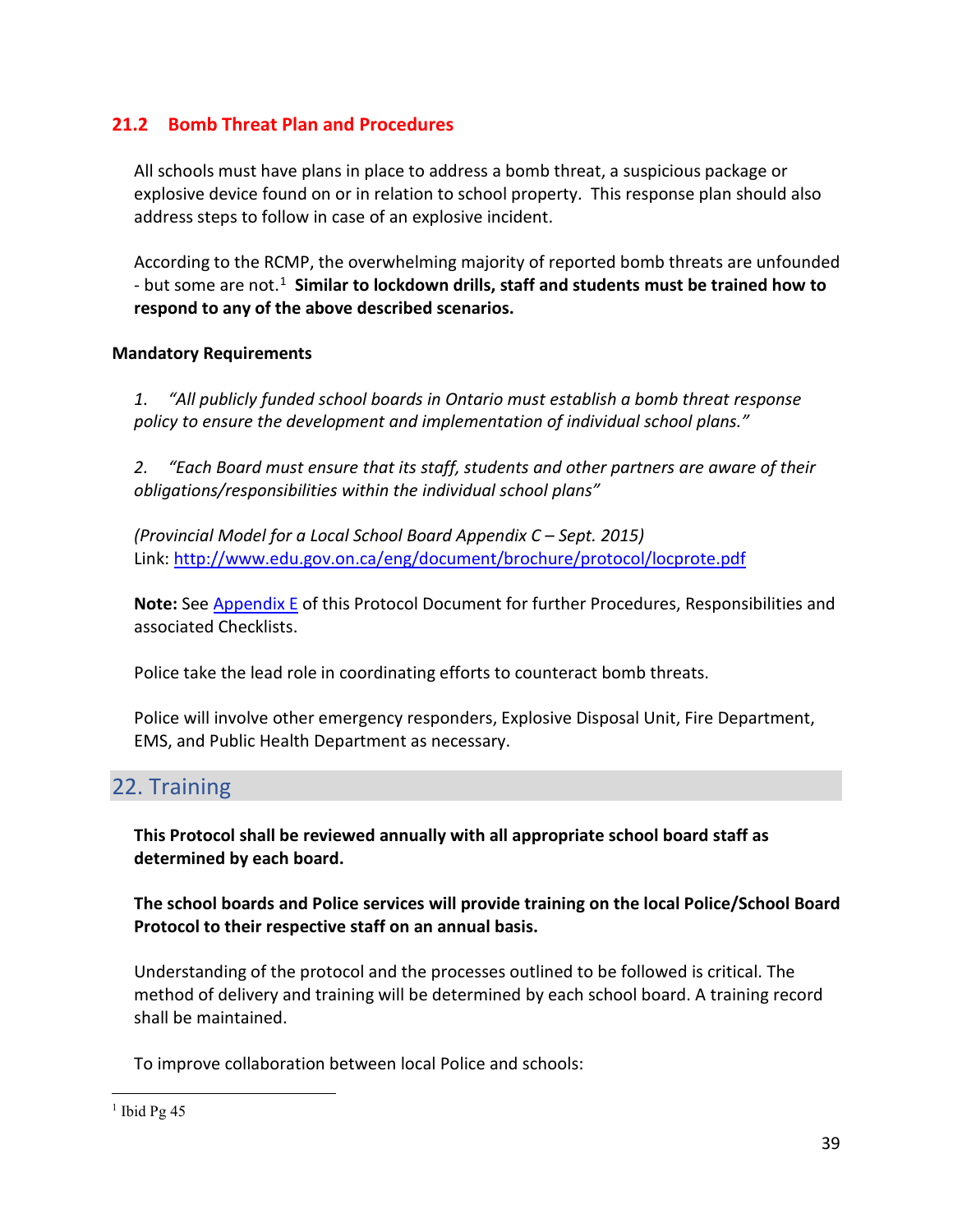### 21.2 Bomb Threat Plan and Procedures

All schools must have plans in place to address a bomb threat, a suspicious package or explosive device found on or in relation to school property. This response plan should also address steps to follow in case of an explosive incident.

According to the RCMP, the overwhelming majority of reported bomb threats are unfounded - but some are not.[1] **Similar to lockdown drills, staff and students must be trained how to respond to any of the above described scenarios.**

**Mandatory Requirements**

*1. "All publicly funded school boards in Ontario must establish a bomb threat response policy to ensure the development and implementation of individual school plans."*

*2. "Each Board must ensure that its staff, students and other partners are aware of their obligations/responsibilities within the individual school plans"*

*(Provincial Model for a Local School Board Appendix C – Sept. 2015)*
Link: [http://www.edu.gov.on.ca/eng/document/brochure/protocol/locprote.pdf](http://www.edu.gov.on.ca/eng/document/brochure/protocol/locprote.pdf)

**Note:** See Appendix E of this Protocol Document for further Procedures, Responsibilities and associated Checklists.

Police take the lead role in coordinating efforts to counteract bomb threats.

Police will involve other emergency responders, Explosive Disposal Unit, Fire Department, EMS, and Public Health Department as necessary.

## 22. Training

**This Protocol shall be reviewed annually with all appropriate school board staff as determined by each board.**

**The school boards and Police services will provide training on the local Police/School Board Protocol to their respective staff on an annual basis.**

Understanding of the protocol and the processes outlined to be followed is critical. The method of delivery and training will be determined by each school board. A training record shall be maintained.

To improve collaboration between local Police and schools:

[1] Ibid Pg 45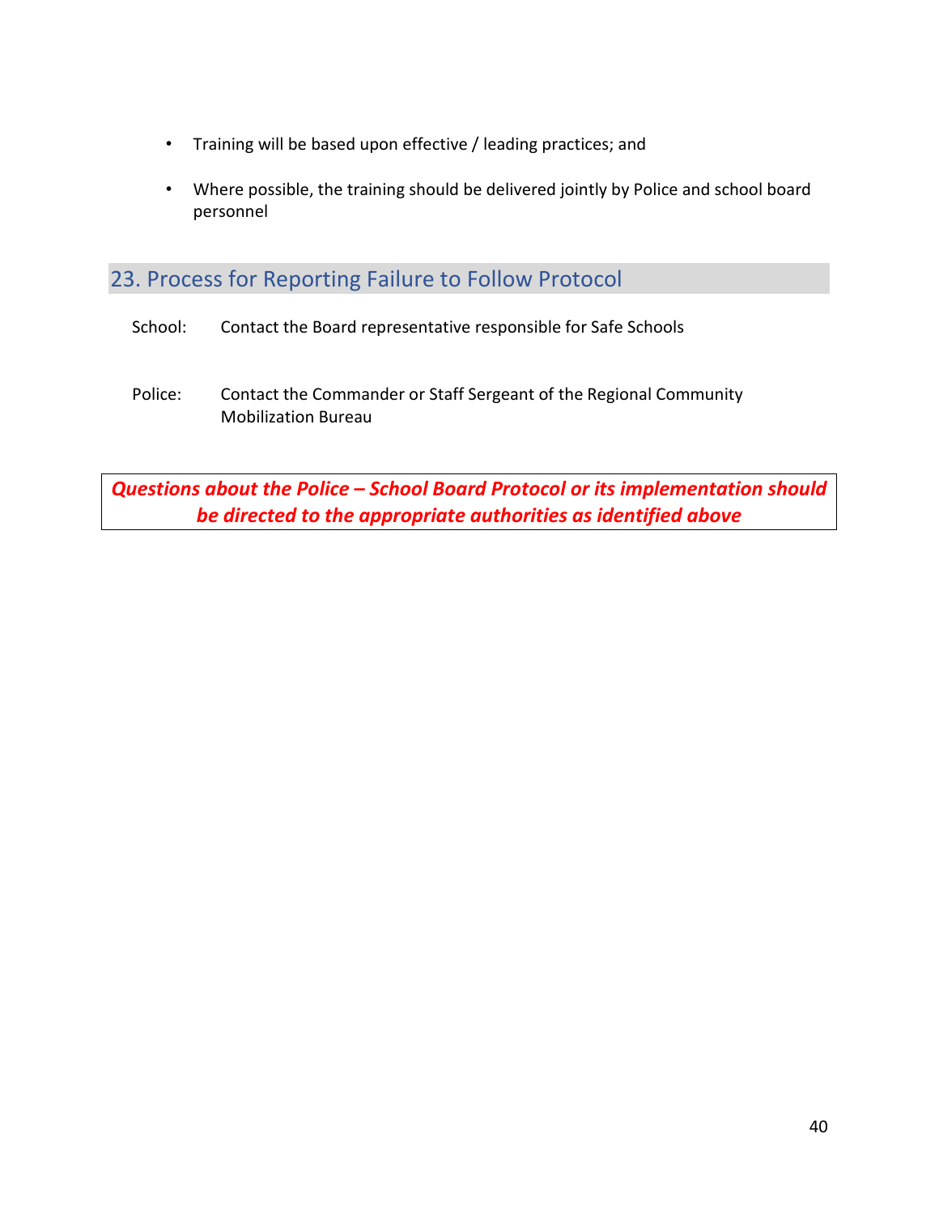- Training will be based upon effective / leading practices; and
- Where possible, the training should be delivered jointly by Police and school board personnel

## 23. Process for Reporting Failure to Follow Protocol

School: Contact the Board representative responsible for Safe Schools

Police: Contact the Commander or Staff Sergeant of the Regional Community Mobilization Bureau

***Questions about the Police – School Board Protocol or its implementation should be directed to the appropriate authorities as identified above***